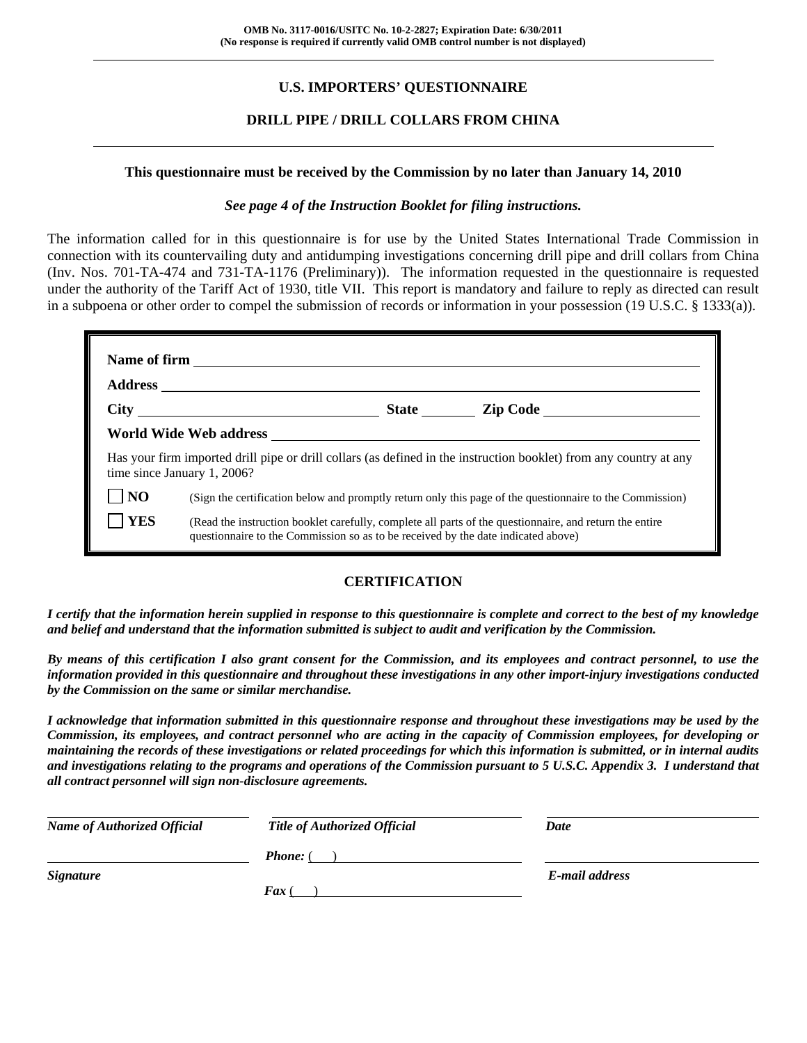**OMB No. 3117-0016/USITC No. 10-2-2827; Expiration Date: 6/30/2011**
**(No response is required if currently valid OMB control number is not displayed)**

---

# U.S. IMPORTERS' QUESTIONNAIRE

## DRILL PIPE / DRILL COLLARS FROM CHINA

---

**This questionnaire must be received by the Commission by no later than January 14, 2010**

***See page 4 of the Instruction Booklet for filing instructions.***

The information called for in this questionnaire is for use by the United States International Trade Commission in connection with its countervailing duty and antidumping investigations concerning drill pipe and drill collars from China (Inv. Nos. 701-TA-474 and 731-TA-1176 (Preliminary)). The information requested in the questionnaire is requested under the authority of the Tariff Act of 1930, title VII. This report is mandatory and failure to reply as directed can result in a subpoena or other order to compel the submission of records or information in your possession (19 U.S.C. § 1333(a)).

**Name of firm** ______________________________

**Address** ______________________________

**City** ______________ **State** ______ **Zip Code** ______________

**World Wide Web address** ______________________________

Has your firm imported drill pipe or drill collars (as defined in the instruction booklet) from any country at any time since January 1, 2006?

☐ **NO** (Sign the certification below and promptly return only this page of the questionnaire to the Commission)

☐ **YES** (Read the instruction booklet carefully, complete all parts of the questionnaire, and return the entire questionnaire to the Commission so as to be received by the date indicated above)

## CERTIFICATION

***I certify that the information herein supplied in response to this questionnaire is complete and correct to the best of my knowledge and belief and understand that the information submitted is subject to audit and verification by the Commission.***

***By means of this certification I also grant consent for the Commission, and its employees and contract personnel, to use the information provided in this questionnaire and throughout these investigations in any other import-injury investigations conducted by the Commission on the same or similar merchandise.***

***I acknowledge that information submitted in this questionnaire response and throughout these investigations may be used by the Commission, its employees, and contract personnel who are acting in the capacity of Commission employees, for developing or maintaining the records of these investigations or related proceedings for which this information is submitted, or in internal audits and investigations relating to the programs and operations of the Commission pursuant to 5 U.S.C. Appendix 3. I understand that all contract personnel will sign non-disclosure agreements.***

| | | |
|---|---|---|
| ______________________ | ______________________ | ______________________ |
| ***Name of Authorized Official*** | ***Title of Authorized Official*** | ***Date*** |
| ______________________ | ***Phone:*** ( ) ______________ | ______________________ |
| ***Signature*** | ***Fax*** ( ) ______________ | ***E-mail address*** |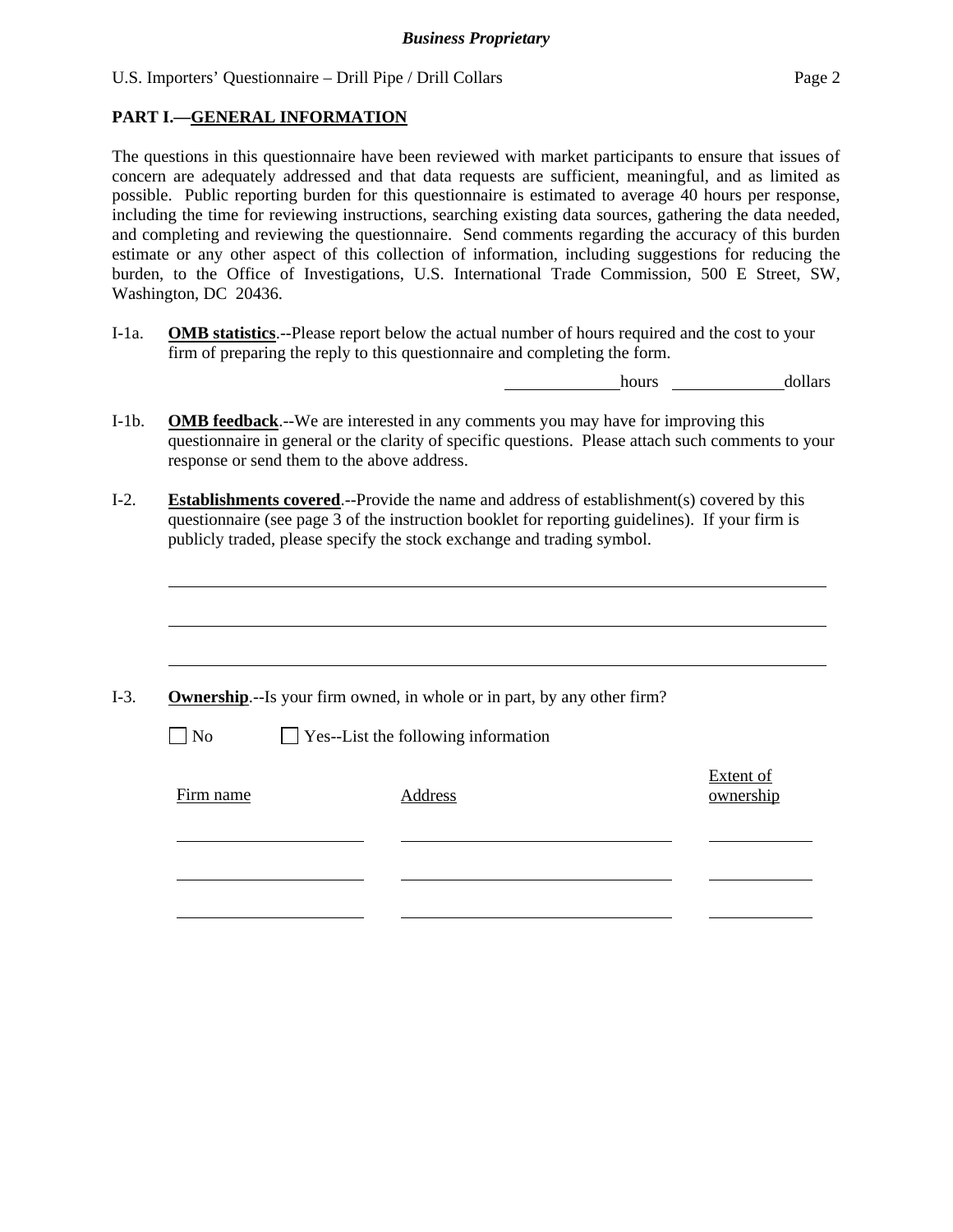## PART I.—GENERAL INFORMATION

The questions in this questionnaire have been reviewed with market participants to ensure that issues of concern are adequately addressed and that data requests are sufficient, meaningful, and as limited as possible. Public reporting burden for this questionnaire is estimated to average 40 hours per response, including the time for reviewing instructions, searching existing data sources, gathering the data needed, and completing and reviewing the questionnaire. Send comments regarding the accuracy of this burden estimate or any other aspect of this collection of information, including suggestions for reducing the burden, to the Office of Investigations, U.S. International Trade Commission, 500 E Street, SW, Washington, DC 20436.

I-1a. **OMB statistics**.--Please report below the actual number of hours required and the cost to your firm of preparing the reply to this questionnaire and completing the form.

_____________ hours _____________ dollars

I-1b. **OMB feedback**.--We are interested in any comments you may have for improving this questionnaire in general or the clarity of specific questions. Please attach such comments to your response or send them to the above address.

I-2. **Establishments covered**.--Provide the name and address of establishment(s) covered by this questionnaire (see page 3 of the instruction booklet for reporting guidelines). If your firm is publicly traded, please specify the stock exchange and trading symbol.

_______________________________________________________________________

_______________________________________________________________________

_______________________________________________________________________

I-3. **Ownership**.--Is your firm owned, in whole or in part, by any other firm?

☐ No ☐ Yes--List the following information

| Firm name | Address | Extent of ownership |
|---|---|---|
| | | |
| | | |
| | | |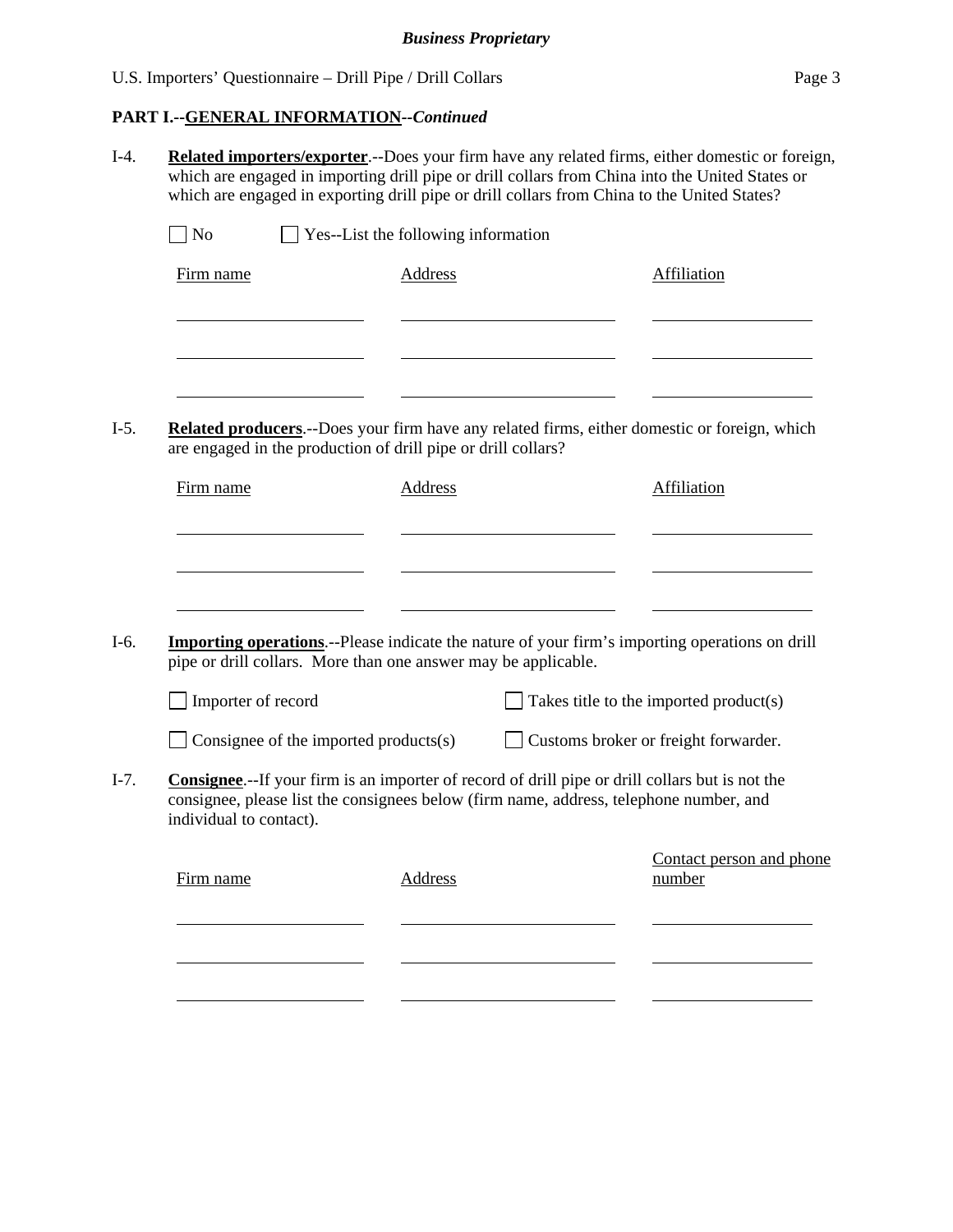**PART I.--GENERAL INFORMATION--*Continued***

I-4. **Related importers/exporter**.--Does your firm have any related firms, either domestic or foreign, which are engaged in importing drill pipe or drill collars from China into the United States or which are engaged in exporting drill pipe or drill collars from China to the United States?

☐ No ☐ Yes--List the following information

| Firm name | Address | Affiliation |
| --- | --- | --- |
| | | |
| | | |
| | | |

I-5. **Related producers**.--Does your firm have any related firms, either domestic or foreign, which are engaged in the production of drill pipe or drill collars?

| Firm name | Address | Affiliation |
| --- | --- | --- |
| | | |
| | | |
| | | |

I-6. **Importing operations**.--Please indicate the nature of your firm's importing operations on drill pipe or drill collars. More than one answer may be applicable.

☐ Importer of record ☐ Takes title to the imported product(s)

☐ Consignee of the imported products(s) ☐ Customs broker or freight forwarder.

I-7. **Consignee**.--If your firm is an importer of record of drill pipe or drill collars but is not the consignee, please list the consignees below (firm name, address, telephone number, and individual to contact).

| Firm name | Address | Contact person and phone number |
| --- | --- | --- |
| | | |
| | | |
| | | |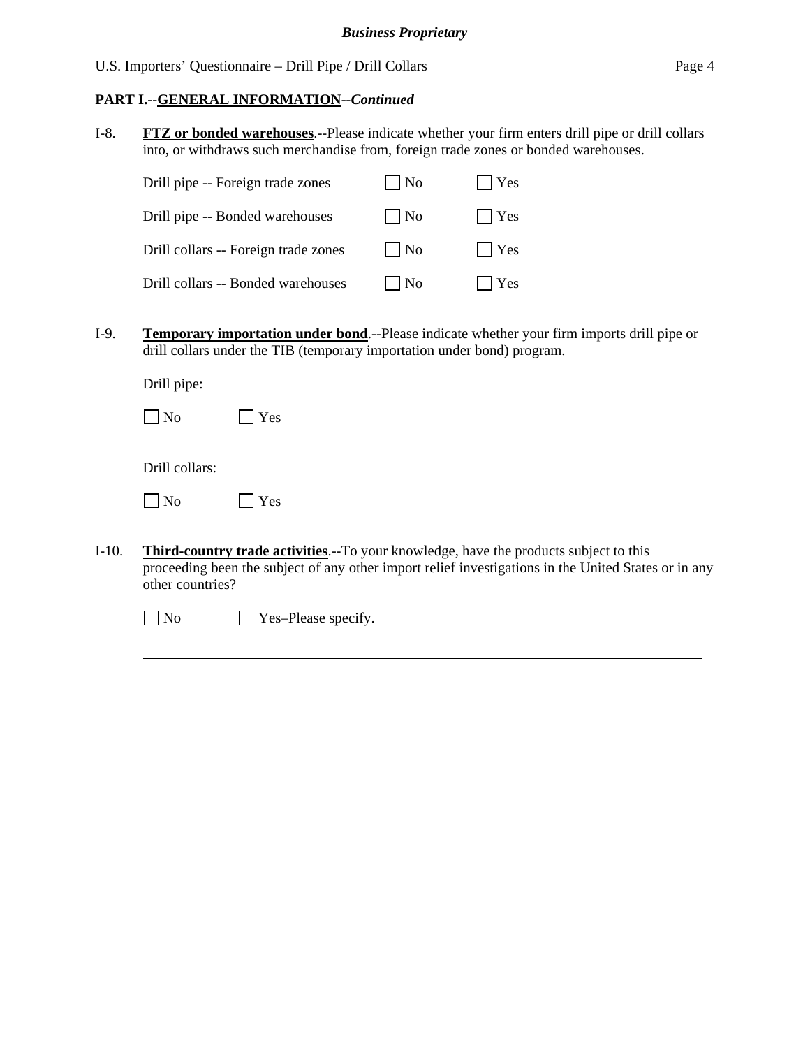**PART I.--GENERAL INFORMATION--*Continued***

I-8. **FTZ or bonded warehouses**.--Please indicate whether your firm enters drill pipe or drill collars into, or withdraws such merchandise from, foreign trade zones or bonded warehouses.

| | | |
|---|---|---|
| Drill pipe -- Foreign trade zones | ☐ No | ☐ Yes |
| Drill pipe -- Bonded warehouses | ☐ No | ☐ Yes |
| Drill collars -- Foreign trade zones | ☐ No | ☐ Yes |
| Drill collars -- Bonded warehouses | ☐ No | ☐ Yes |

I-9. **Temporary importation under bond**.--Please indicate whether your firm imports drill pipe or drill collars under the TIB (temporary importation under bond) program.

Drill pipe:

☐ No ☐ Yes

Drill collars:

☐ No ☐ Yes

I-10. **Third-country trade activities**.--To your knowledge, have the products subject to this proceeding been the subject of any other import relief investigations in the United States or in any other countries?

☐ No ☐ Yes–Please specify. ______________________________________________

_____________________________________________________________________________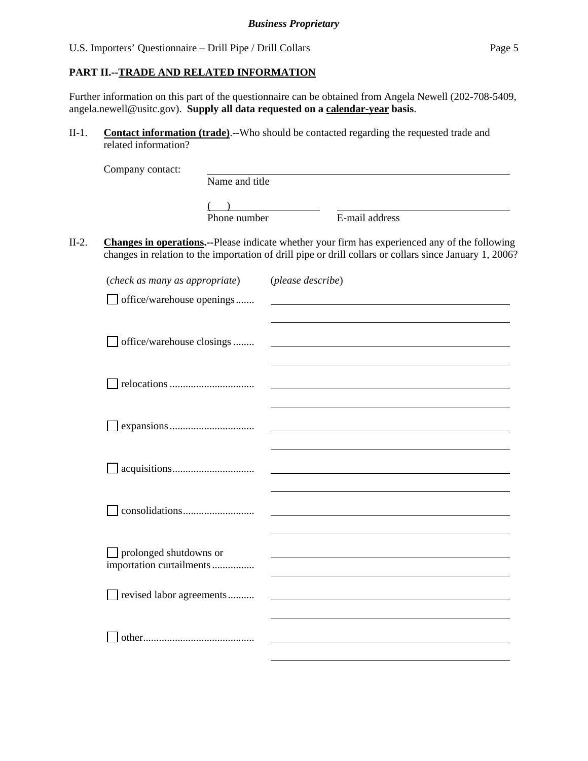## PART II.--TRADE AND RELATED INFORMATION

Further information on this part of the questionnaire can be obtained from Angela Newell (202-708-5409, angela.newell@usitc.gov). **Supply all data requested on a calendar-year basis**.

II-1. **Contact information (trade)**.--Who should be contacted regarding the requested trade and related information?

Company contact: ______________________________
Name and title

( ) ______________ ______________________
Phone number E-mail address

II-2. **Changes in operations.**--Please indicate whether your firm has experienced any of the following changes in relation to the importation of drill pipe or drill collars or collars since January 1, 2006?

| (*check as many as appropriate*) | (*please describe*) |
| --- | --- |
| ☐ office/warehouse openings....... | |
| ☐ office/warehouse closings ........ | |
| ☐ relocations ................................ | |
| ☐ expansions................................ | |
| ☐ acquisitions............................... | |
| ☐ consolidations........................... | |
| ☐ prolonged shutdowns or importation curtailments ................ | |
| ☐ revised labor agreements.......... | |
| ☐ other.......................................... | |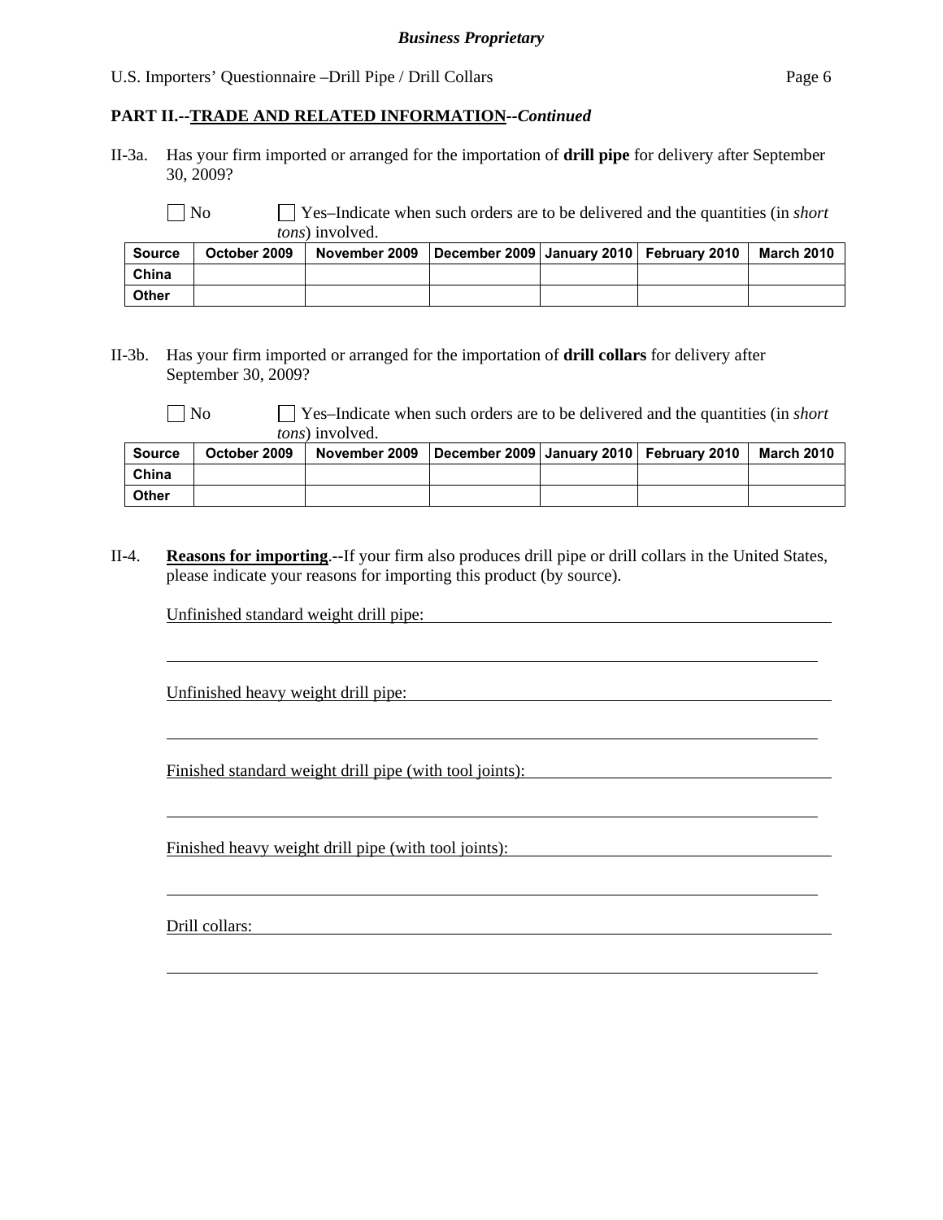**PART II.--TRADE AND RELATED INFORMATION--*Continued***

II-3a. Has your firm imported or arranged for the importation of **drill pipe** for delivery after September 30, 2009?

☐ No ☐ Yes–Indicate when such orders are to be delivered and the quantities (in *short tons*) involved.

| Source | October 2009 | November 2009 | December 2009 | January 2010 | February 2010 | March 2010 |
|---|---|---|---|---|---|---|
| China | | | | | | |
| Other | | | | | | |

II-3b. Has your firm imported or arranged for the importation of **drill collars** for delivery after September 30, 2009?

☐ No ☐ Yes–Indicate when such orders are to be delivered and the quantities (in *short tons*) involved.

| Source | October 2009 | November 2009 | December 2009 | January 2010 | February 2010 | March 2010 |
|---|---|---|---|---|---|---|
| China | | | | | | |
| Other | | | | | | |

II-4. **Reasons for importing**.--If your firm also produces drill pipe or drill collars in the United States, please indicate your reasons for importing this product (by source).

Unfinished standard weight drill pipe: ________________________________

________________________________________________________________

Unfinished heavy weight drill pipe: ________________________________

________________________________________________________________

Finished standard weight drill pipe (with tool joints): ________________________________

________________________________________________________________

Finished heavy weight drill pipe (with tool joints): ________________________________

________________________________________________________________

Drill collars: ________________________________

________________________________________________________________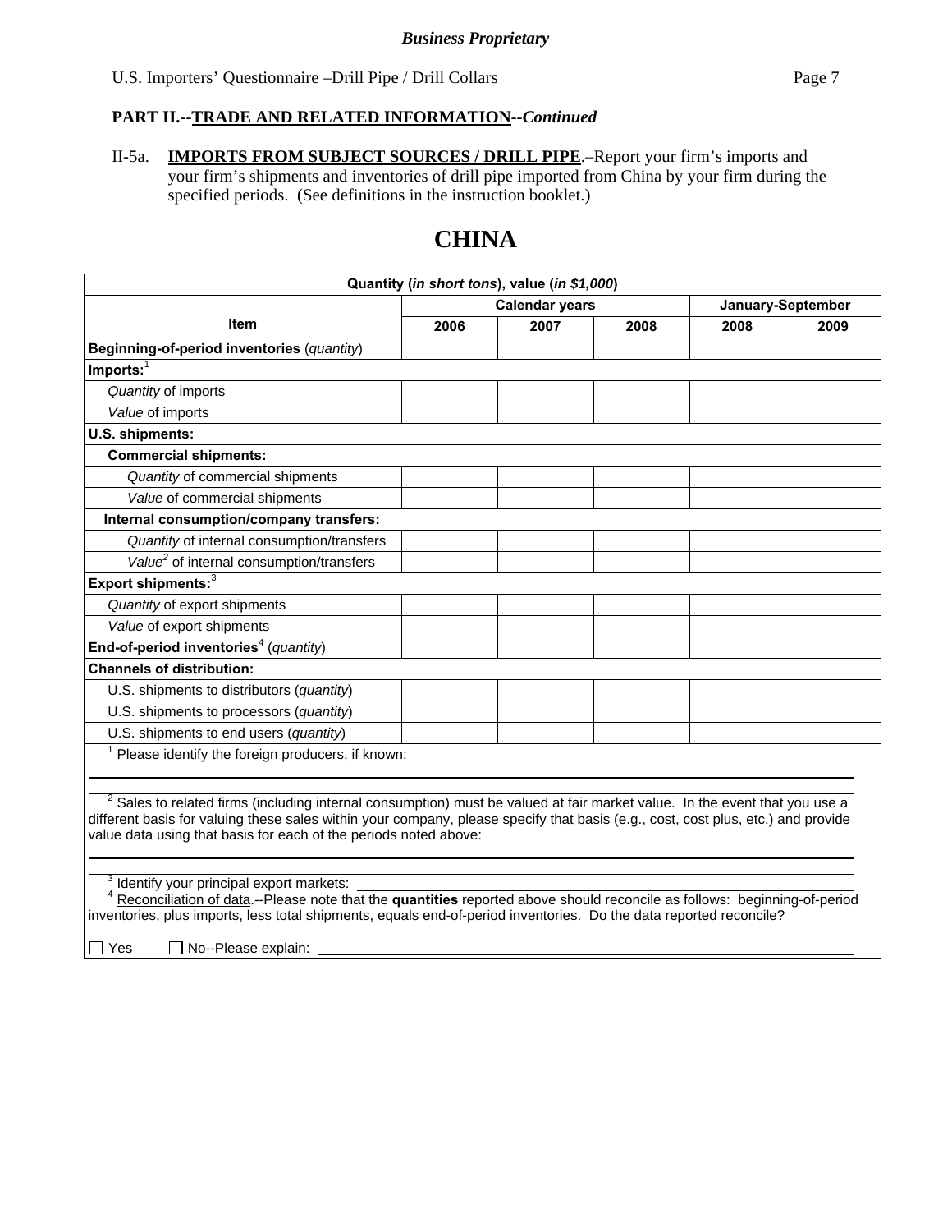*Business Proprietary*

## PART II.--TRADE AND RELATED INFORMATION--*Continued*

II-5a. **IMPORTS FROM SUBJECT SOURCES / DRILL PIPE**.–Report your firm's imports and your firm's shipments and inventories of drill pipe imported from China by your firm during the specified periods. (See definitions in the instruction booklet.)

# CHINA

| Quantity (*in short tons*), value (*in $1,000*) | | | | | |
|---|---|---|---|---|---|
| **Item** | **Calendar years** | | | **January-September** | |
| | **2006** | **2007** | **2008** | **2008** | **2009** |
| **Beginning-of-period inventories** (*quantity*) | | | | | |
| **Imports:**[1] | | | | | |
| *Quantity* of imports | | | | | |
| *Value* of imports | | | | | |
| **U.S. shipments:** | | | | | |
| **Commercial shipments:** | | | | | |
| *Quantity* of commercial shipments | | | | | |
| *Value* of commercial shipments | | | | | |
| **Internal consumption/company transfers:** | | | | | |
| *Quantity* of internal consumption/transfers | | | | | |
| *Value*[2] of internal consumption/transfers | | | | | |
| **Export shipments:**[3] | | | | | |
| *Quantity* of export shipments | | | | | |
| *Value* of export shipments | | | | | |
| **End-of-period inventories**[4] (*quantity*) | | | | | |
| **Channels of distribution:** | | | | | |
| U.S. shipments to distributors (*quantity*) | | | | | |
| U.S. shipments to processors (*quantity*) | | | | | |
| U.S. shipments to end users (*quantity*) | | | | | |

[1] Please identify the foreign producers, if known: ______________________________

[2] Sales to related firms (including internal consumption) must be valued at fair market value. In the event that you use a different basis for valuing these sales within your company, please specify that basis (e.g., cost, cost plus, etc.) and provide value data using that basis for each of the periods noted above: ______________________________

[3] Identify your principal export markets: ______________________________

[4] Reconciliation of data.--Please note that the **quantities** reported above should reconcile as follows: beginning-of-period inventories, plus imports, less total shipments, equals end-of-period inventories. Do the data reported reconcile?

☐ Yes ☐ No--Please explain: ______________________________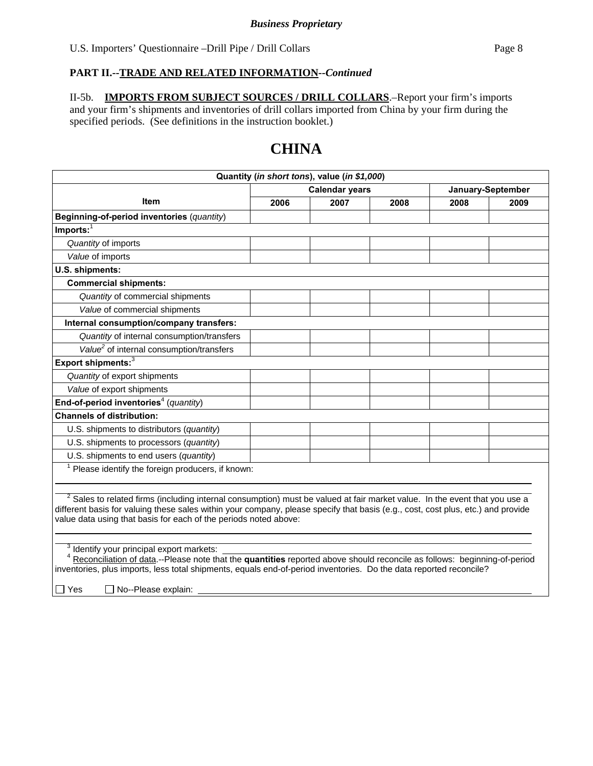**PART II.--TRADE AND RELATED INFORMATION--*Continued***

II-5b. **IMPORTS FROM SUBJECT SOURCES / DRILL COLLARS**.–Report your firm's imports and your firm's shipments and inventories of drill collars imported from China by your firm during the specified periods. (See definitions in the instruction booklet.)

# CHINA

| Quantity (*in short tons*), value (*in $1,000*) | | | | | |
|---|---|---|---|---|---|
| Item | Calendar years | | | January-September | |
| | 2006 | 2007 | 2008 | 2008 | 2009 |
| **Beginning-of-period inventories** (*quantity*) | | | | | |
| **Imports:**[1] | | | | | |
| *Quantity* of imports | | | | | |
| *Value* of imports | | | | | |
| **U.S. shipments:** | | | | | |
| **Commercial shipments:** | | | | | |
| *Quantity* of commercial shipments | | | | | |
| *Value* of commercial shipments | | | | | |
| **Internal consumption/company transfers:** | | | | | |
| *Quantity* of internal consumption/transfers | | | | | |
| *Value*[2] of internal consumption/transfers | | | | | |
| **Export shipments:**[3] | | | | | |
| *Quantity* of export shipments | | | | | |
| *Value* of export shipments | | | | | |
| **End-of-period inventories**[4] (*quantity*) | | | | | |
| **Channels of distribution:** | | | | | |
| U.S. shipments to distributors (*quantity*) | | | | | |
| U.S. shipments to processors (*quantity*) | | | | | |
| U.S. shipments to end users (*quantity*) | | | | | |

[1] Please identify the foreign producers, if known: \_\_\_\_\_\_\_\_\_\_\_\_\_\_\_\_\_\_\_\_\_\_\_\_\_\_\_\_\_\_\_\_\_\_\_\_\_\_\_\_

[2] Sales to related firms (including internal consumption) must be valued at fair market value. In the event that you use a different basis for valuing these sales within your company, please specify that basis (e.g., cost, cost plus, etc.) and provide value data using that basis for each of the periods noted above: \_\_\_\_\_\_\_\_\_\_\_\_\_\_\_\_\_\_\_\_\_\_\_\_\_\_\_\_\_\_\_\_\_\_\_\_\_\_\_\_

[3] Identify your principal export markets: \_\_\_\_\_\_\_\_\_\_\_\_\_\_\_\_\_\_\_\_\_\_\_\_\_\_\_\_\_\_\_\_\_\_\_\_\_\_\_\_

[4] Reconciliation of data.--Please note that the **quantities** reported above should reconcile as follows: beginning-of-period inventories, plus imports, less total shipments, equals end-of-period inventories. Do the data reported reconcile?

☐ Yes ☐ No--Please explain: \_\_\_\_\_\_\_\_\_\_\_\_\_\_\_\_\_\_\_\_\_\_\_\_\_\_\_\_\_\_\_\_\_\_\_\_\_\_\_\_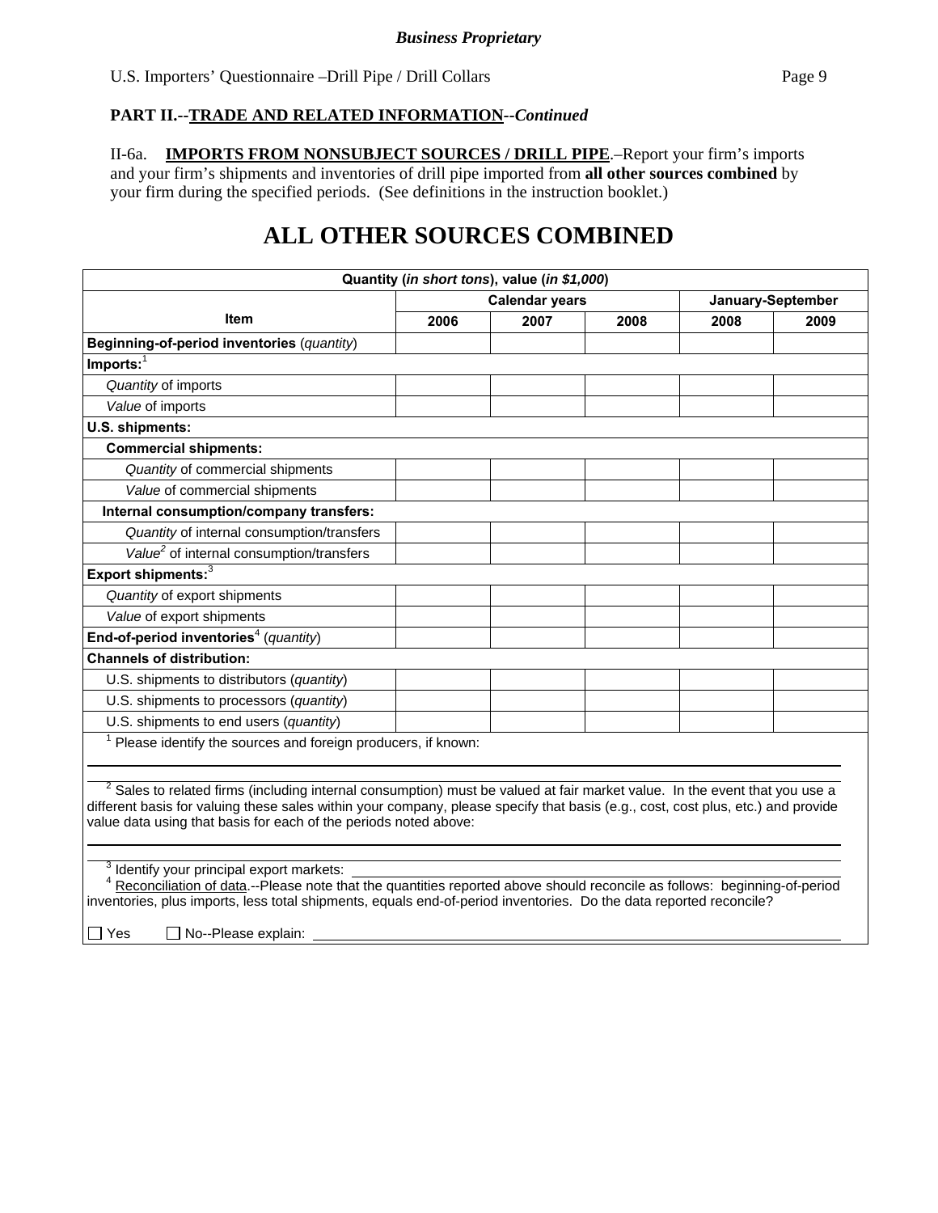*Business Proprietary*

**PART II.--TRADE AND RELATED INFORMATION--*Continued***

II-6a. **IMPORTS FROM NONSUBJECT SOURCES / DRILL PIPE**.–Report your firm's imports and your firm's shipments and inventories of drill pipe imported from **all other sources combined** by your firm during the specified periods. (See definitions in the instruction booklet.)

# ALL OTHER SOURCES COMBINED

| Quantity (*in short tons*), value (*in $1,000*) | | | | | |
|---|---|---|---|---|---|
| **Item** | **Calendar years** | | | **January-September** | |
| | **2006** | **2007** | **2008** | **2008** | **2009** |
| **Beginning-of-period inventories** (*quantity*) | | | | | |
| **Imports:**[1] | | | | | |
| *Quantity* of imports | | | | | |
| *Value* of imports | | | | | |
| **U.S. shipments:** | | | | | |
| **Commercial shipments:** | | | | | |
| *Quantity* of commercial shipments | | | | | |
| *Value* of commercial shipments | | | | | |
| **Internal consumption/company transfers:** | | | | | |
| *Quantity* of internal consumption/transfers | | | | | |
| *Value*[2] of internal consumption/transfers | | | | | |
| **Export shipments:**[3] | | | | | |
| *Quantity* of export shipments | | | | | |
| *Value* of export shipments | | | | | |
| **End-of-period inventories**[4] (*quantity*) | | | | | |
| **Channels of distribution:** | | | | | |
| U.S. shipments to distributors (*quantity*) | | | | | |
| U.S. shipments to processors (*quantity*) | | | | | |
| U.S. shipments to end users (*quantity*) | | | | | |

[1] Please identify the sources and foreign producers, if known: \_\_\_\_\_\_\_\_\_\_\_\_\_\_\_\_\_\_\_\_

[2] Sales to related firms (including internal consumption) must be valued at fair market value. In the event that you use a different basis for valuing these sales within your company, please specify that basis (e.g., cost, cost plus, etc.) and provide value data using that basis for each of the periods noted above: \_\_\_\_\_\_\_\_\_\_\_\_\_\_\_\_\_\_\_\_

[3] Identify your principal export markets: \_\_\_\_\_\_\_\_\_\_\_\_\_\_\_\_\_\_\_\_

[4] Reconciliation of data.--Please note that the quantities reported above should reconcile as follows: beginning-of-period inventories, plus imports, less total shipments, equals end-of-period inventories. Do the data reported reconcile?

☐ Yes ☐ No--Please explain: \_\_\_\_\_\_\_\_\_\_\_\_\_\_\_\_\_\_\_\_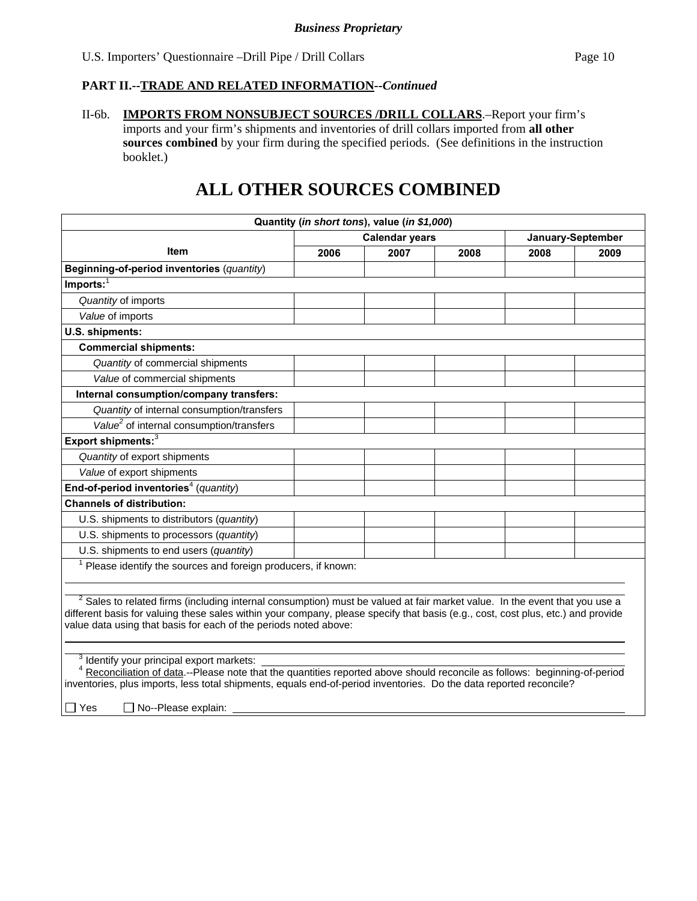**Business Proprietary**

U.S. Importers' Questionnaire –Drill Pipe / Drill Collars

**PART II.--TRADE AND RELATED INFORMATION--*Continued***

II-6b. **IMPORTS FROM NONSUBJECT SOURCES /DRILL COLLARS**.–Report your firm's imports and your firm's shipments and inventories of drill collars imported from **all other sources combined** by your firm during the specified periods. (See definitions in the instruction booklet.)

# ALL OTHER SOURCES COMBINED

| Quantity (*in short tons*), value (*in $1,000*) | | | | | |
|---|---|---|---|---|---|
| | Calendar years | | | January-September | |
| **Item** | **2006** | **2007** | **2008** | **2008** | **2009** |
| **Beginning-of-period inventories** (*quantity*) | | | | | |
| **Imports:**[1] | | | | | |
| *Quantity* of imports | | | | | |
| *Value* of imports | | | | | |
| **U.S. shipments:** | | | | | |
| **Commercial shipments:** | | | | | |
| *Quantity* of commercial shipments | | | | | |
| *Value* of commercial shipments | | | | | |
| **Internal consumption/company transfers:** | | | | | |
| *Quantity* of internal consumption/transfers | | | | | |
| *Value*[2] of internal consumption/transfers | | | | | |
| **Export shipments:**[3] | | | | | |
| *Quantity* of export shipments | | | | | |
| *Value* of export shipments | | | | | |
| **End-of-period inventories**[4] (*quantity*) | | | | | |
| **Channels of distribution:** | | | | | |
| U.S. shipments to distributors (*quantity*) | | | | | |
| U.S. shipments to processors (*quantity*) | | | | | |
| U.S. shipments to end users (*quantity*) | | | | | |

[1] Please identify the sources and foreign producers, if known:

[2] Sales to related firms (including internal consumption) must be valued at fair market value. In the event that you use a different basis for valuing these sales within your company, please specify that basis (e.g., cost, cost plus, etc.) and provide value data using that basis for each of the periods noted above:

[3] Identify your principal export markets:

[4] Reconciliation of data.--Please note that the quantities reported above should reconcile as follows: beginning-of-period inventories, plus imports, less total shipments, equals end-of-period inventories. Do the data reported reconcile?

☐ Yes ☐ No--Please explain: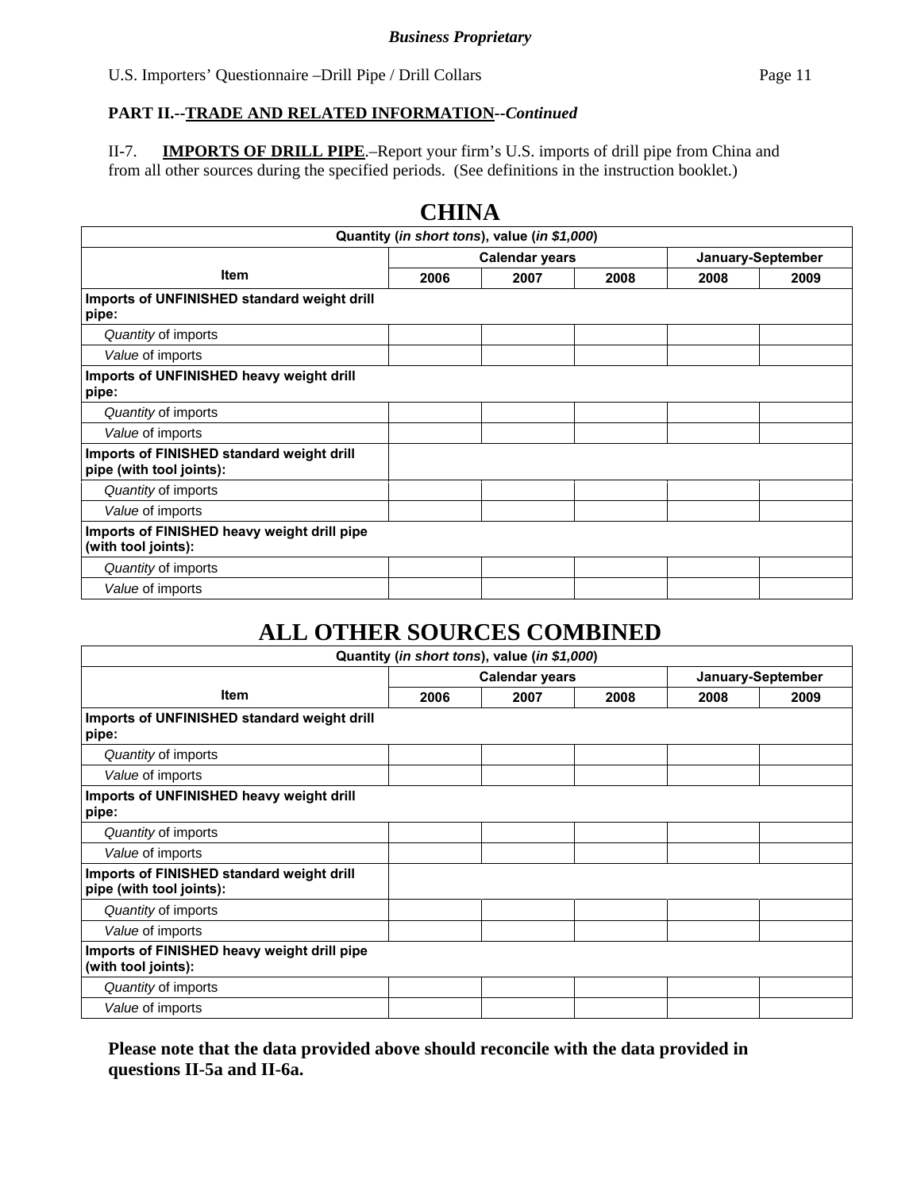*Business Proprietary*

**PART II.--TRADE AND RELATED INFORMATION--*Continued***

II-7. **IMPORTS OF DRILL PIPE**.–Report your firm's U.S. imports of drill pipe from China and from all other sources during the specified periods. (See definitions in the instruction booklet.)

## CHINA

| Quantity (*in short tons*), value (*in $1,000*) | | | | | |
|---|---|---|---|---|---|
| Item | Calendar years | | | January-September | |
| | 2006 | 2007 | 2008 | 2008 | 2009 |
| **Imports of UNFINISHED standard weight drill pipe:** | | | | | |
| *Quantity* of imports | | | | | |
| *Value* of imports | | | | | |
| **Imports of UNFINISHED heavy weight drill pipe:** | | | | | |
| *Quantity* of imports | | | | | |
| *Value* of imports | | | | | |
| **Imports of FINISHED standard weight drill pipe (with tool joints):** | | | | | |
| *Quantity* of imports | | | | | |
| *Value* of imports | | | | | |
| **Imports of FINISHED heavy weight drill pipe (with tool joints):** | | | | | |
| *Quantity* of imports | | | | | |
| *Value* of imports | | | | | |

## ALL OTHER SOURCES COMBINED

| Quantity (*in short tons*), value (*in $1,000*) | | | | | |
|---|---|---|---|---|---|
| Item | Calendar years | | | January-September | |
| | 2006 | 2007 | 2008 | 2008 | 2009 |
| **Imports of UNFINISHED standard weight drill pipe:** | | | | | |
| *Quantity* of imports | | | | | |
| *Value* of imports | | | | | |
| **Imports of UNFINISHED heavy weight drill pipe:** | | | | | |
| *Quantity* of imports | | | | | |
| *Value* of imports | | | | | |
| **Imports of FINISHED standard weight drill pipe (with tool joints):** | | | | | |
| *Quantity* of imports | | | | | |
| *Value* of imports | | | | | |
| **Imports of FINISHED heavy weight drill pipe (with tool joints):** | | | | | |
| *Quantity* of imports | | | | | |
| *Value* of imports | | | | | |

**Please note that the data provided above should reconcile with the data provided in questions II-5a and II-6a.**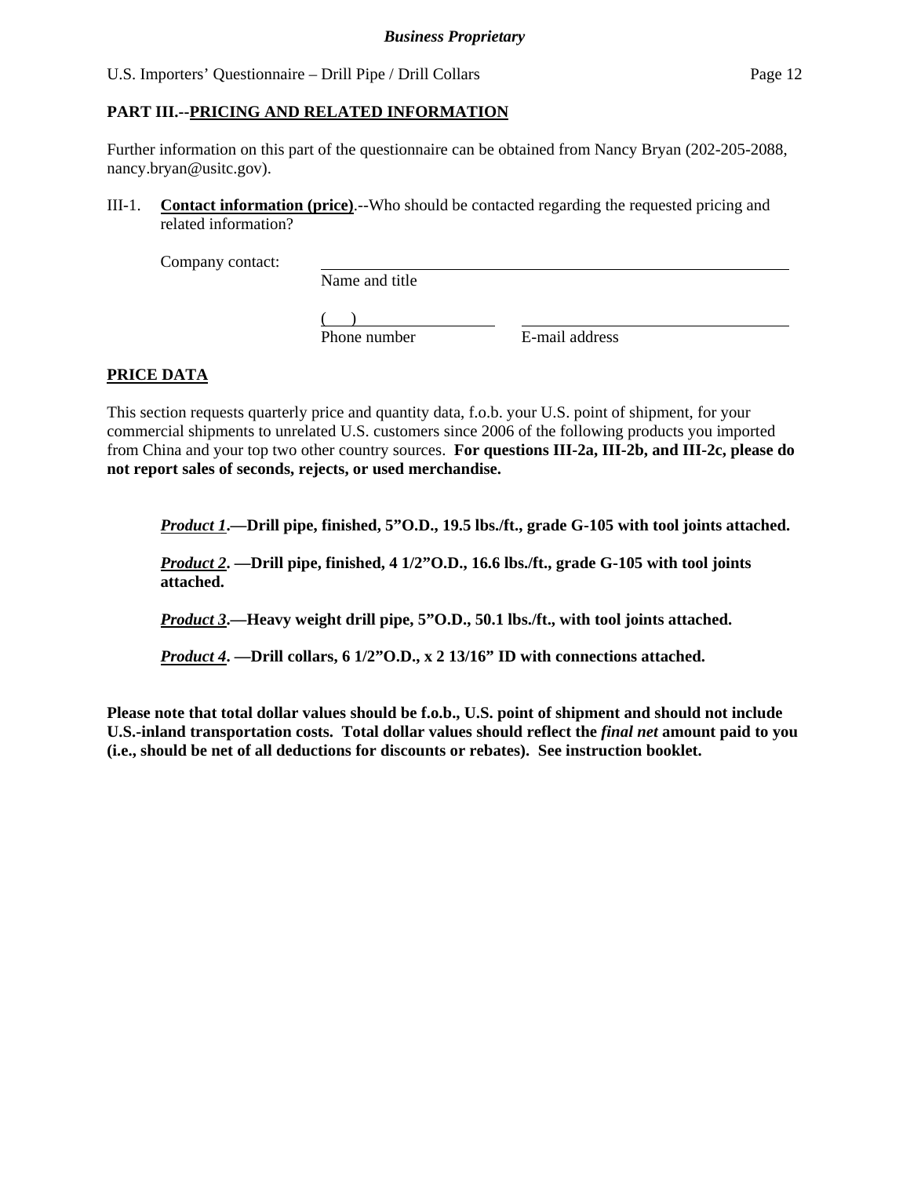## PART III.--PRICING AND RELATED INFORMATION

Further information on this part of the questionnaire can be obtained from Nancy Bryan (202-205-2088, nancy.bryan@usitc.gov).

III-1. **Contact information (price)**.--Who should be contacted regarding the requested pricing and related information?

Company contact: ______________________________
Name and title

(   ) ______________ ______________________
Phone number E-mail address

### PRICE DATA

This section requests quarterly price and quantity data, f.o.b. your U.S. point of shipment, for your commercial shipments to unrelated U.S. customers since 2006 of the following products you imported from China and your top two other country sources. **For questions III-2a, III-2b, and III-2c, please do not report sales of seconds, rejects, or used merchandise.**

***Product 1*.—Drill pipe, finished, 5"O.D., 19.5 lbs./ft., grade G-105 with tool joints attached.**

***Product 2*. —Drill pipe, finished, 4 1/2"O.D., 16.6 lbs./ft., grade G-105 with tool joints attached.**

***Product 3*.—Heavy weight drill pipe, 5"O.D., 50.1 lbs./ft., with tool joints attached.**

***Product 4*. —Drill collars, 6 1/2"O.D., x 2 13/16" ID with connections attached.**

**Please note that total dollar values should be f.o.b., U.S. point of shipment and should not include U.S.-inland transportation costs. Total dollar values should reflect the *final net* amount paid to you (i.e., should be net of all deductions for discounts or rebates). See instruction booklet.**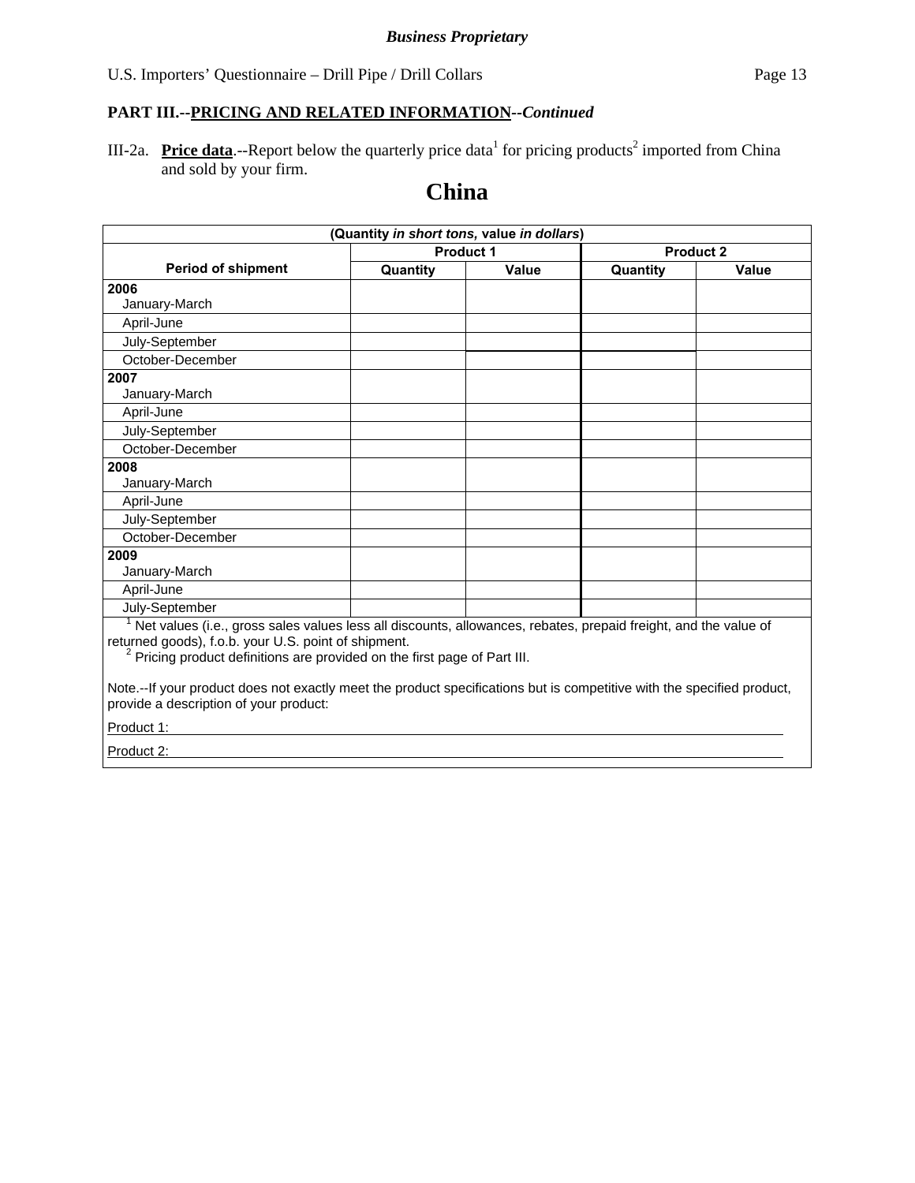*Business Proprietary*

## PART III.--PRICING AND RELATED INFORMATION--*Continued*

III-2a. **Price data**.--Report below the quarterly price data[1] for pricing products[2] imported from China and sold by your firm.

# China

| (Quantity *in short tons,* value *in dollars*) | | | | |
|---|---|---|---|---|
| | **Product 1** | | **Product 2** | |
| **Period of shipment** | **Quantity** | **Value** | **Quantity** | **Value** |
| **2006** January-March | | | | |
| April-June | | | | |
| July-September | | | | |
| October-December | | | | |
| **2007** January-March | | | | |
| April-June | | | | |
| July-September | | | | |
| October-December | | | | |
| **2008** January-March | | | | |
| April-June | | | | |
| July-September | | | | |
| October-December | | | | |
| **2009** January-March | | | | |
| April-June | | | | |
| July-September | | | | |

[1] Net values (i.e., gross sales values less all discounts, allowances, rebates, prepaid freight, and the value of returned goods), f.o.b. your U.S. point of shipment.

[2] Pricing product definitions are provided on the first page of Part III.

Note.--If your product does not exactly meet the product specifications but is competitive with the specified product, provide a description of your product:

Product 1: ____________________

Product 2: ____________________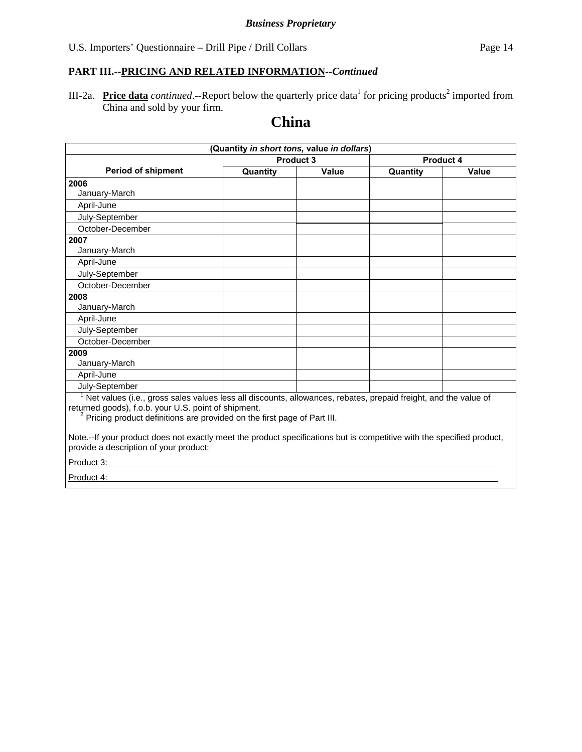*Business Proprietary*

U.S. Importers' Questionnaire – Drill Pipe / Drill Collars

**PART III.--PRICING AND RELATED INFORMATION--*Continued***

III-2a. **Price data** *continued*.--Report below the quarterly price data[1] for pricing products[2] imported from China and sold by your firm.

# China

| (Quantity *in short tons,* value *in dollars*) | | | | |
|---|---|---|---|---|
| | Product 3 | | Product 4 | |
| Period of shipment | Quantity | Value | Quantity | Value |
| **2006** January-March | | | | |
| April-June | | | | |
| July-September | | | | |
| October-December | | | | |
| **2007** January-March | | | | |
| April-June | | | | |
| July-September | | | | |
| October-December | | | | |
| **2008** January-March | | | | |
| April-June | | | | |
| July-September | | | | |
| October-December | | | | |
| **2009** January-March | | | | |
| April-June | | | | |
| July-September | | | | |

[1] Net values (i.e., gross sales values less all discounts, allowances, rebates, prepaid freight, and the value of returned goods), f.o.b. your U.S. point of shipment.
[2] Pricing product definitions are provided on the first page of Part III.

Note.--If your product does not exactly meet the product specifications but is competitive with the specified product, provide a description of your product:

Product 3: ______________________________

Product 4: ______________________________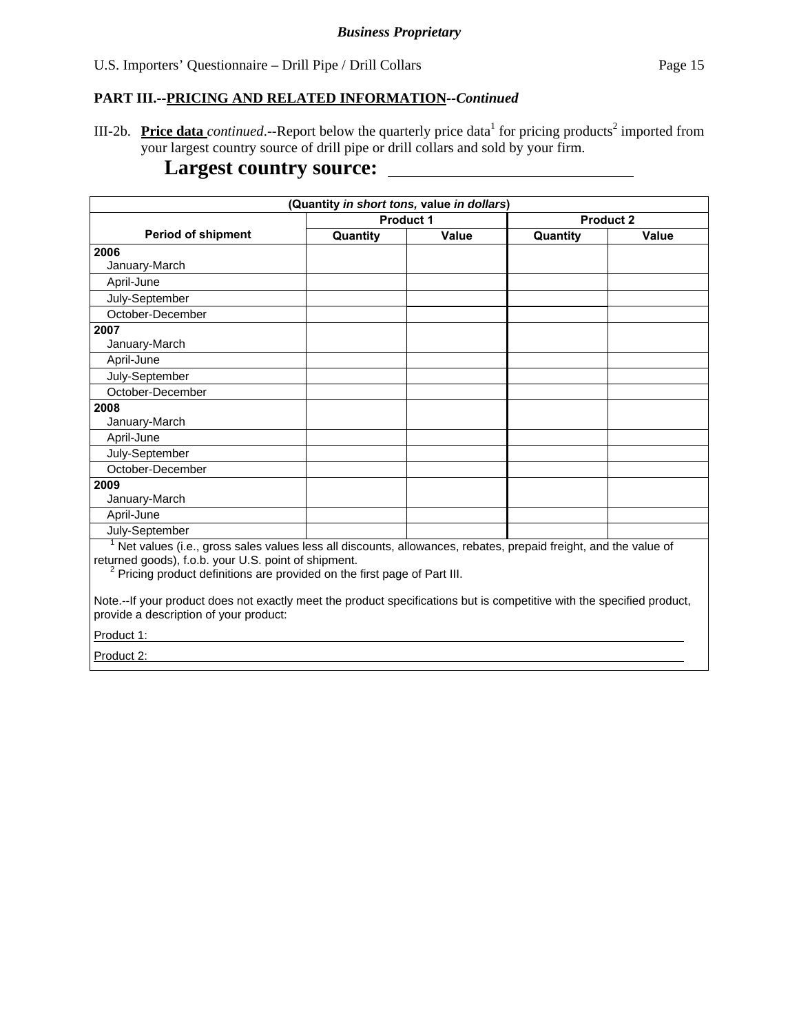*Business Proprietary*

**PART III.--PRICING AND RELATED INFORMATION--*Continued***

III-2b. **Price data** *continued*.--Report below the quarterly price data[1] for pricing products[2] imported from your largest country source of drill pipe or drill collars and sold by your firm.

**Largest country source:** ______________________________

| (Quantity *in short tons,* value *in dollars*) | | | | |
|---|---|---|---|---|
| | Product 1 | | Product 2 | |
| Period of shipment | Quantity | Value | Quantity | Value |
| **2006** January-March | | | | |
| April-June | | | | |
| July-September | | | | |
| October-December | | | | |
| **2007** January-March | | | | |
| April-June | | | | |
| July-September | | | | |
| October-December | | | | |
| **2008** January-March | | | | |
| April-June | | | | |
| July-September | | | | |
| October-December | | | | |
| **2009** January-March | | | | |
| April-June | | | | |
| July-September | | | | |

[1] Net values (i.e., gross sales values less all discounts, allowances, rebates, prepaid freight, and the value of returned goods), f.o.b. your U.S. point of shipment.

[2] Pricing product definitions are provided on the first page of Part III.

Note.--If your product does not exactly meet the product specifications but is competitive with the specified product, provide a description of your product:

Product 1: ______________________________

Product 2: ______________________________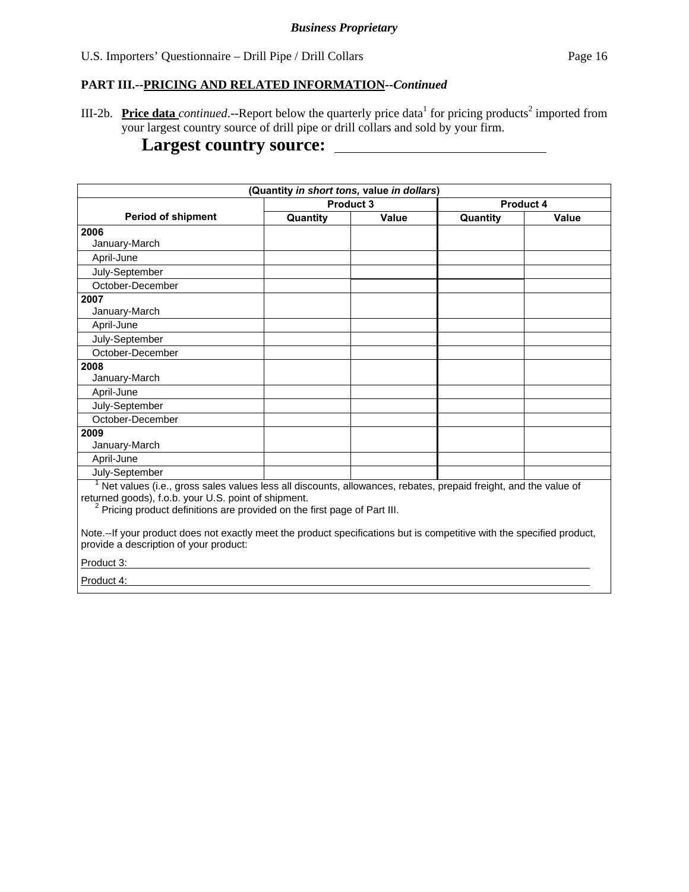**PART III.--PRICING AND RELATED INFORMATION--*Continued***

III-2b. **Price data** *continued*.--Report below the quarterly price data[1] for pricing products[2] imported from your largest country source of drill pipe or drill collars and sold by your firm.

**Largest country source:** ______________________________

| (Quantity *in short tons,* value *in dollars*) | | | | |
|---|---|---|---|---|
| Period of shipment | Product 3 | | Product 4 | |
| | Quantity | Value | Quantity | Value |
| **2006** | | | | |
| January-March | | | | |
| April-June | | | | |
| July-September | | | | |
| October-December | | | | |
| **2007** | | | | |
| January-March | | | | |
| April-June | | | | |
| July-September | | | | |
| October-December | | | | |
| **2008** | | | | |
| January-March | | | | |
| April-June | | | | |
| July-September | | | | |
| October-December | | | | |
| **2009** | | | | |
| January-March | | | | |
| April-June | | | | |
| July-September | | | | |

[1] Net values (i.e., gross sales values less all discounts, allowances, rebates, prepaid freight, and the value of returned goods), f.o.b. your U.S. point of shipment.

[2] Pricing product definitions are provided on the first page of Part III.

Note.--If your product does not exactly meet the product specifications but is competitive with the specified product, provide a description of your product:

Product 3: ______________________________

Product 4: ______________________________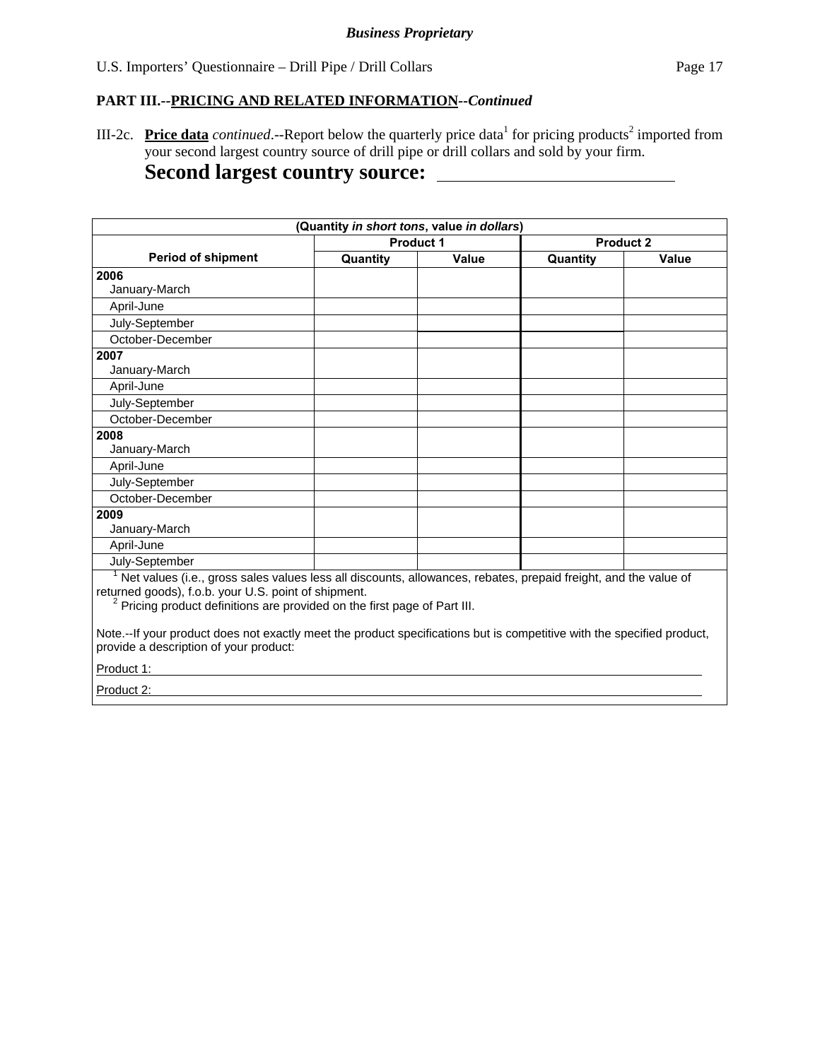*Business Proprietary*

**PART III.--PRICING AND RELATED INFORMATION--*Continued***

III-2c. **Price data** *continued*.--Report below the quarterly price data[1] for pricing products[2] imported from your second largest country source of drill pipe or drill collars and sold by your firm.

**Second largest country source:** ____________________

| (Quantity *in short tons*, value *in dollars*) | | | | |
|---|---|---|---|---|
| | Product 1 | | Product 2 | |
| Period of shipment | Quantity | Value | Quantity | Value |
| **2006** January-March | | | | |
| April-June | | | | |
| July-September | | | | |
| October-December | | | | |
| **2007** January-March | | | | |
| April-June | | | | |
| July-September | | | | |
| October-December | | | | |
| **2008** January-March | | | | |
| April-June | | | | |
| July-September | | | | |
| October-December | | | | |
| **2009** January-March | | | | |
| April-June | | | | |
| July-September | | | | |

[1] Net values (i.e., gross sales values less all discounts, allowances, rebates, prepaid freight, and the value of returned goods), f.o.b. your U.S. point of shipment.

[2] Pricing product definitions are provided on the first page of Part III.

Note.--If your product does not exactly meet the product specifications but is competitive with the specified product, provide a description of your product:

Product 1: ____________________

Product 2: ____________________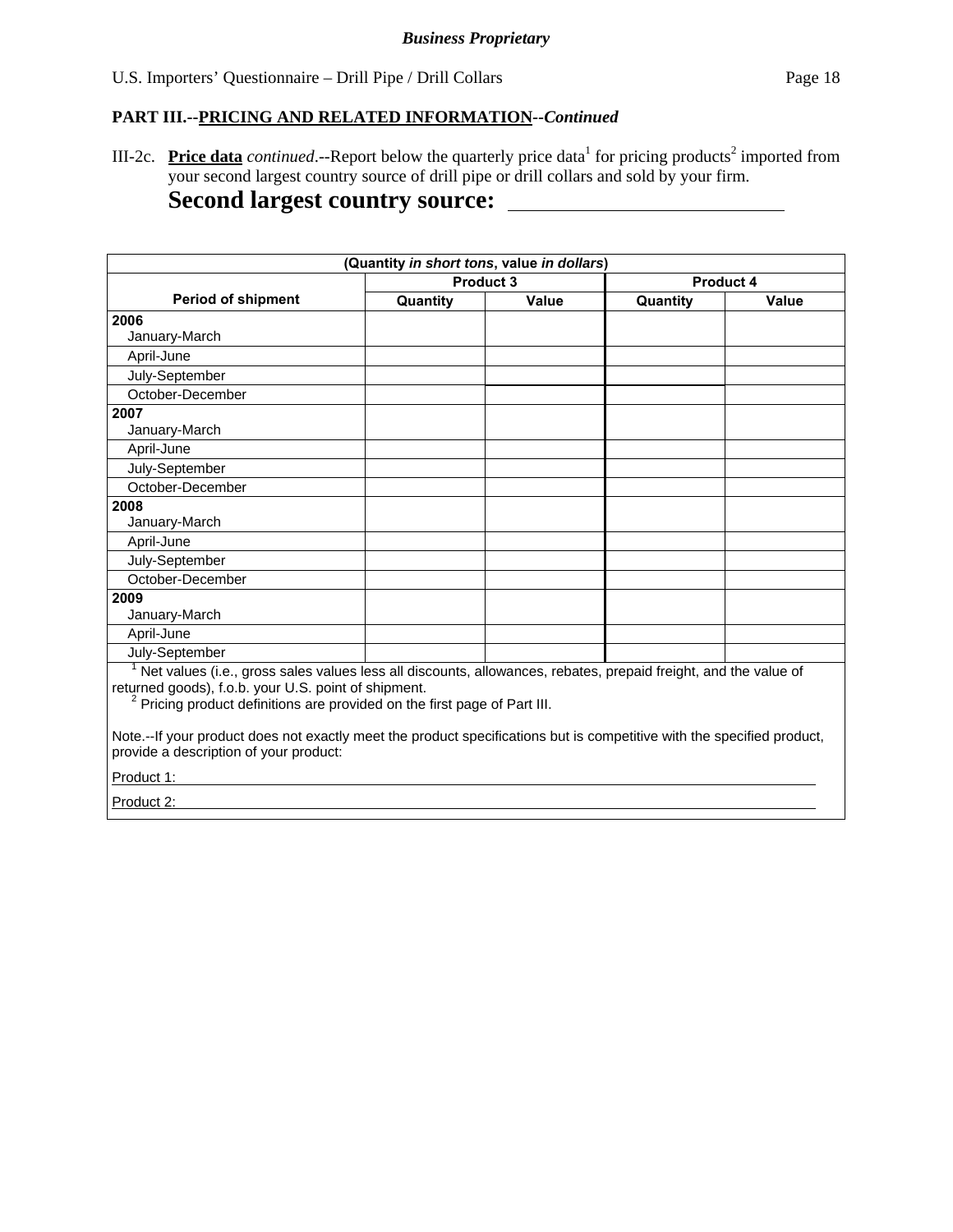**Business Proprietary**

**PART III.--PRICING AND RELATED INFORMATION--*Continued***

III-2c. **Price data** *continued*.--Report below the quarterly price data[1] for pricing products[2] imported from your second largest country source of drill pipe or drill collars and sold by your firm.

## Second largest country source: ______________________

| (Quantity *in short tons*, value *in dollars*) | | | | |
|---|---|---|---|---|
| | Product 3 | | Product 4 | |
| **Period of shipment** | **Quantity** | **Value** | **Quantity** | **Value** |
| **2006** January-March | | | | |
| April-June | | | | |
| July-September | | | | |
| October-December | | | | |
| **2007** January-March | | | | |
| April-June | | | | |
| July-September | | | | |
| October-December | | | | |
| **2008** January-March | | | | |
| April-June | | | | |
| July-September | | | | |
| October-December | | | | |
| **2009** January-March | | | | |
| April-June | | | | |
| July-September | | | | |

[1] Net values (i.e., gross sales values less all discounts, allowances, rebates, prepaid freight, and the value of returned goods), f.o.b. your U.S. point of shipment.

[2] Pricing product definitions are provided on the first page of Part III.

Note.--If your product does not exactly meet the product specifications but is competitive with the specified product, provide a description of your product:

Product 1: ______________________

Product 2: ______________________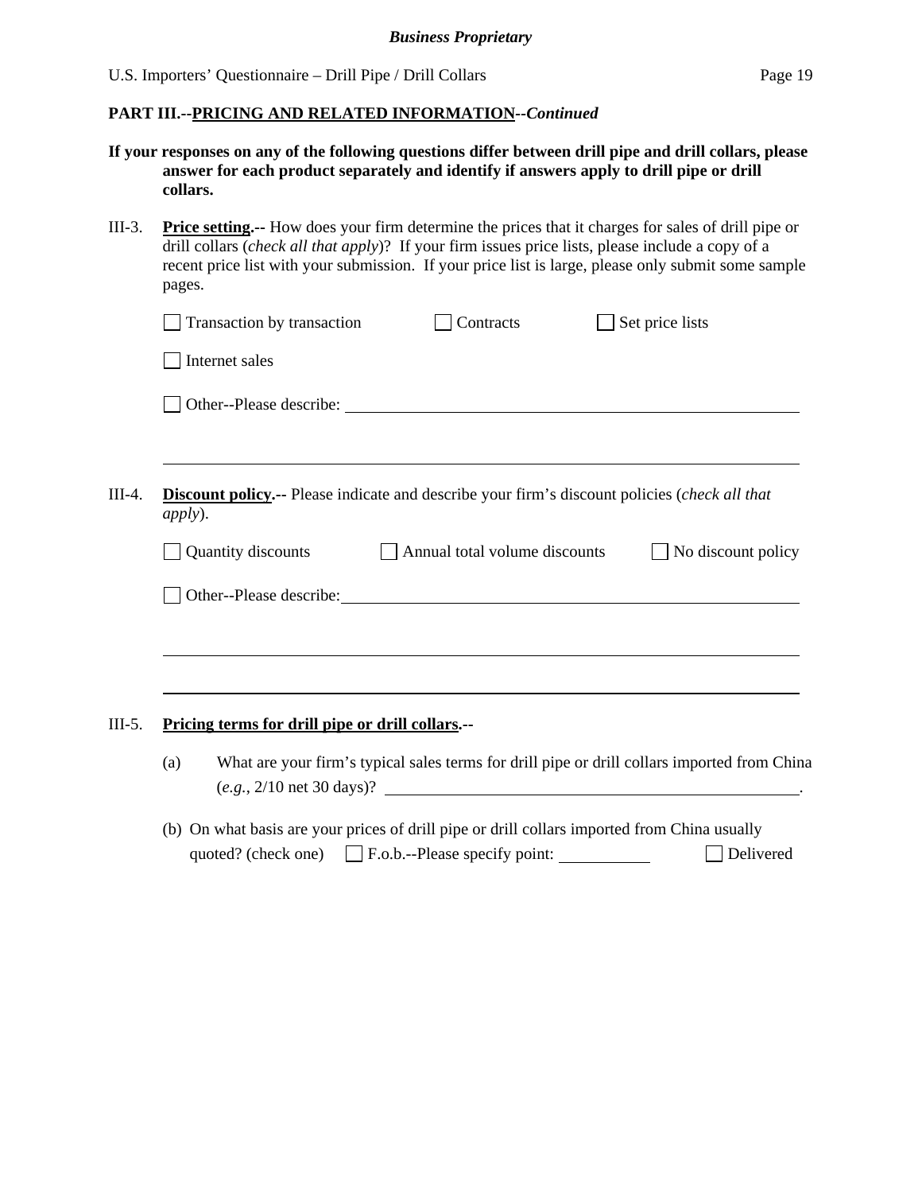**PART III.--PRICING AND RELATED INFORMATION--*Continued***

**If your responses on any of the following questions differ between drill pipe and drill collars, please answer for each product separately and identify if answers apply to drill pipe or drill collars.**

III-3. **Price setting.--** How does your firm determine the prices that it charges for sales of drill pipe or drill collars (*check all that apply*)? If your firm issues price lists, please include a copy of a recent price list with your submission. If your price list is large, please only submit some sample pages.

☐ Transaction by transaction ☐ Contracts ☐ Set price lists

☐ Internet sales

☐ Other--Please describe: ______________________________________________

______________________________________________________________________

III-4. **Discount policy.--** Please indicate and describe your firm's discount policies (*check all that apply*).

☐ Quantity discounts ☐ Annual total volume discounts ☐ No discount policy

☐ Other--Please describe: ______________________________________________

______________________________________________________________________

______________________________________________________________________

III-5. **Pricing terms for drill pipe or drill collars.--**

(a) What are your firm's typical sales terms for drill pipe or drill collars imported from China (*e.g.*, 2/10 net 30 days)? ______________________________________.

(b) On what basis are your prices of drill pipe or drill collars imported from China usually quoted? (check one) ☐ F.o.b.--Please specify point: __________ ☐ Delivered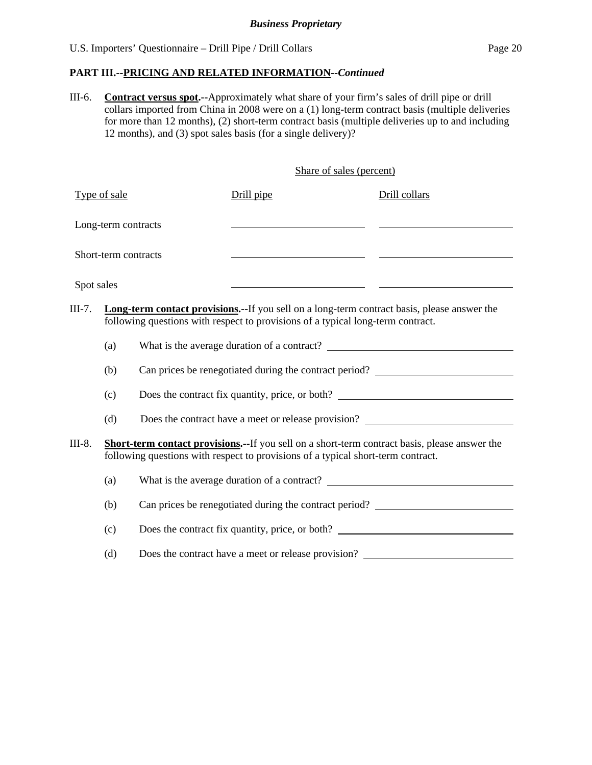**PART III.--PRICING AND RELATED INFORMATION--*Continued***

III-6. **Contract versus spot.--**Approximately what share of your firm's sales of drill pipe or drill collars imported from China in 2008 were on a (1) long-term contract basis (multiple deliveries for more than 12 months), (2) short-term contract basis (multiple deliveries up to and including 12 months), and (3) spot sales basis (for a single delivery)?

| | Share of sales (percent) | |
|---|---|---|
| Type of sale | Drill pipe | Drill collars |
| Long-term contracts | ______________ | ______________ |
| Short-term contracts | ______________ | ______________ |
| Spot sales | ______________ | ______________ |

III-7. **Long-term contact provisions.--**If you sell on a long-term contract basis, please answer the following questions with respect to provisions of a typical long-term contract.

(a) What is the average duration of a contract? ______________

(b) Can prices be renegotiated during the contract period? ______________

(c) Does the contract fix quantity, price, or both? ______________

(d) Does the contract have a meet or release provision? ______________

III-8. **Short-term contact provisions.--**If you sell on a short-term contract basis, please answer the following questions with respect to provisions of a typical short-term contract.

(a) What is the average duration of a contract? ______________

(b) Can prices be renegotiated during the contract period? ______________

(c) Does the contract fix quantity, price, or both? ______________

(d) Does the contract have a meet or release provision? ______________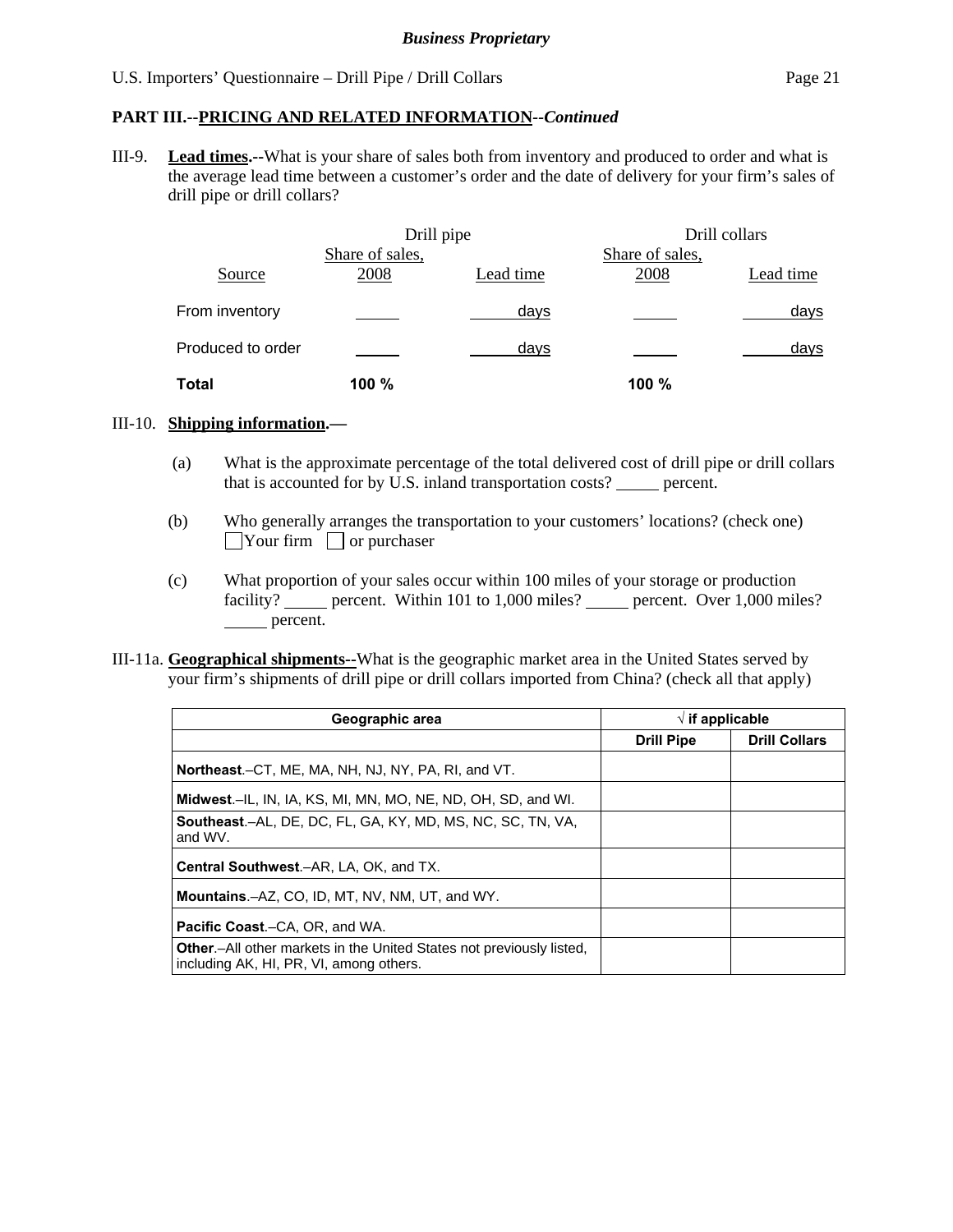**PART III.--PRICING AND RELATED INFORMATION--*Continued***

III-9. **Lead times.--**What is your share of sales both from inventory and produced to order and what is the average lead time between a customer's order and the date of delivery for your firm's sales of drill pipe or drill collars?

| Source | Drill pipe | | Drill collars | |
|---|---|---|---|---|
| | Share of sales, 2008 | Lead time | Share of sales, 2008 | Lead time |
| From inventory | _____ | _____ days | _____ | _____ days |
| Produced to order | _____ | _____ days | _____ | _____ days |
| **Total** | **100 %** | | **100 %** | |

III-10. **Shipping information.—**

(a) What is the approximate percentage of the total delivered cost of drill pipe or drill collars that is accounted for by U.S. inland transportation costs? _____ percent.

(b) Who generally arranges the transportation to your customers' locations? (check one)
☐ Your firm ☐ or purchaser

(c) What proportion of your sales occur within 100 miles of your storage or production facility? _____ percent. Within 101 to 1,000 miles? _____ percent. Over 1,000 miles? _____ percent.

III-11a. **Geographical shipments--**What is the geographic market area in the United States served by your firm's shipments of drill pipe or drill collars imported from China? (check all that apply)

| Geographic area | √ if applicable | |
|---|---|---|
| | **Drill Pipe** | **Drill Collars** |
| **Northeast**.–CT, ME, MA, NH, NJ, NY, PA, RI, and VT. | | |
| **Midwest**.–IL, IN, IA, KS, MI, MN, MO, NE, ND, OH, SD, and WI. | | |
| **Southeast**.–AL, DE, DC, FL, GA, KY, MD, MS, NC, SC, TN, VA, and WV. | | |
| **Central Southwest**.–AR, LA, OK, and TX. | | |
| **Mountains**.–AZ, CO, ID, MT, NV, NM, UT, and WY. | | |
| **Pacific Coast**.–CA, OR, and WA. | | |
| **Other**.–All other markets in the United States not previously listed, including AK, HI, PR, VI, among others. | | |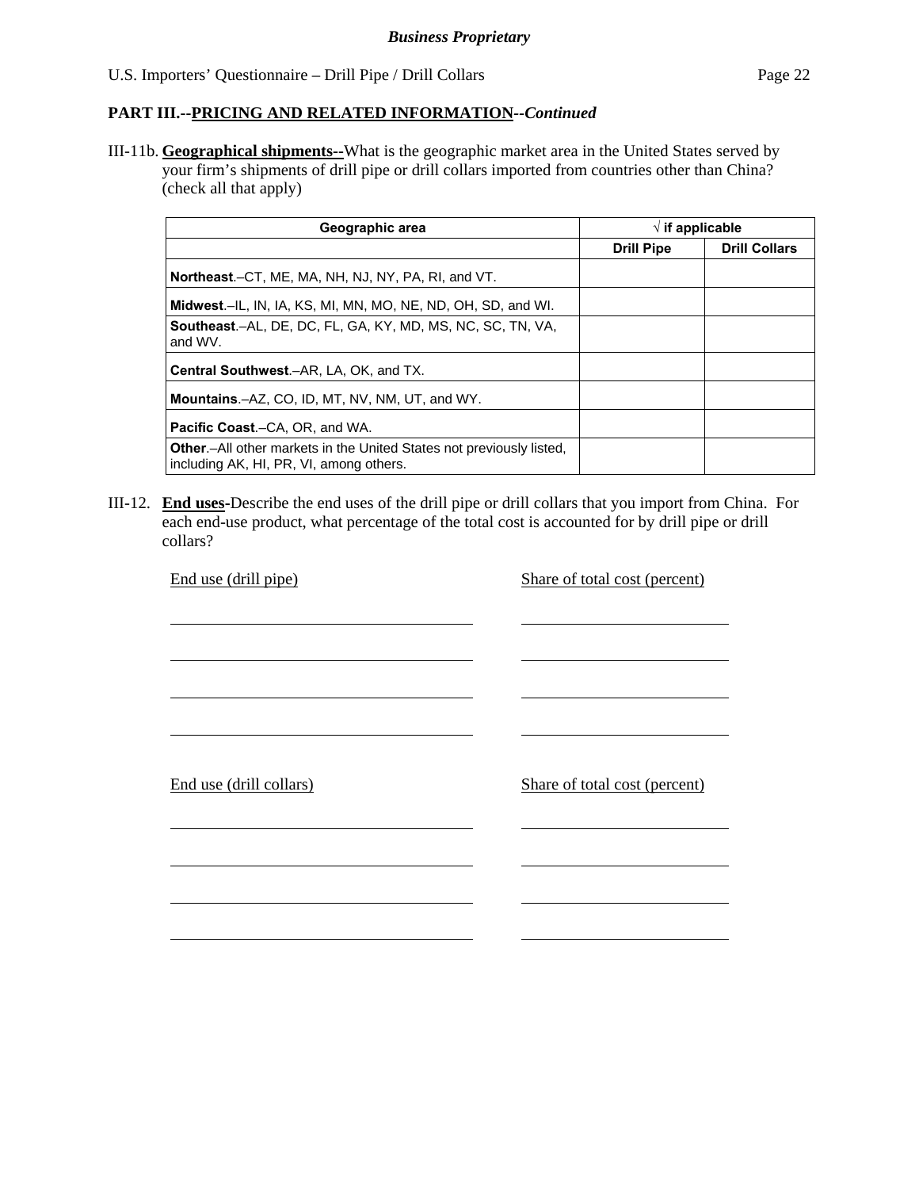**PART III.--PRICING AND RELATED INFORMATION--*Continued***

III-11b. **Geographical shipments--**What is the geographic market area in the United States served by your firm's shipments of drill pipe or drill collars imported from countries other than China? (check all that apply)

| Geographic area | √ if applicable | |
|---|---|---|
| | **Drill Pipe** | **Drill Collars** |
| **Northeast**.–CT, ME, MA, NH, NJ, NY, PA, RI, and VT. | | |
| **Midwest**.–IL, IN, IA, KS, MI, MN, MO, NE, ND, OH, SD, and WI. | | |
| **Southeast**.–AL, DE, DC, FL, GA, KY, MD, MS, NC, SC, TN, VA, and WV. | | |
| **Central Southwest**.–AR, LA, OK, and TX. | | |
| **Mountains**.–AZ, CO, ID, MT, NV, NM, UT, and WY. | | |
| **Pacific Coast**.–CA, OR, and WA. | | |
| **Other**.–All other markets in the United States not previously listed, including AK, HI, PR, VI, among others. | | |

III-12. **End uses-**Describe the end uses of the drill pipe or drill collars that you import from China. For each end-use product, what percentage of the total cost is accounted for by drill pipe or drill collars?

| End use (drill pipe) | Share of total cost (percent) |
|---|---|
| | |
| | |
| | |
| | |

| End use (drill collars) | Share of total cost (percent) |
|---|---|
| | |
| | |
| | |
| | |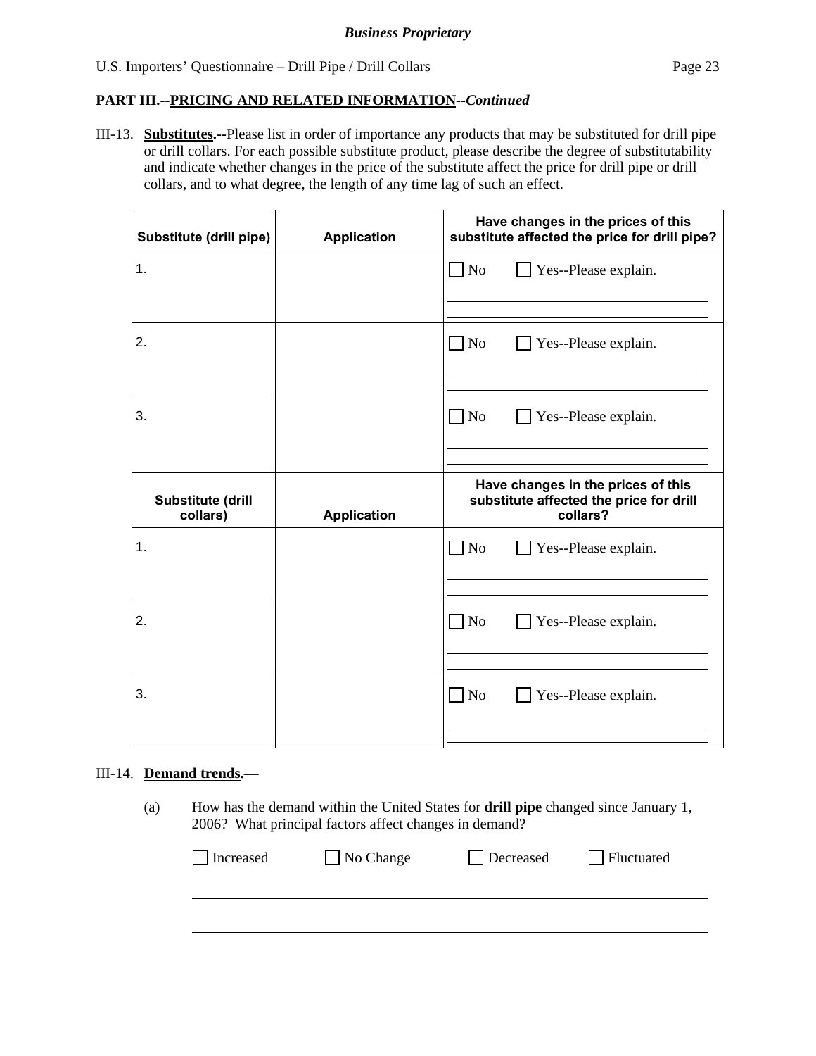## PART III.--PRICING AND RELATED INFORMATION--*Continued*

III-13. **Substitutes.--**Please list in order of importance any products that may be substituted for drill pipe or drill collars. For each possible substitute product, please describe the degree of substitutability and indicate whether changes in the price of the substitute affect the price for drill pipe or drill collars, and to what degree, the length of any time lag of such an effect.

| Substitute (drill pipe) | Application | Have changes in the prices of this substitute affected the price for drill pipe? |
|---|---|---|
| 1. | | ☐ No ☐ Yes--Please explain. |
| 2. | | ☐ No ☐ Yes--Please explain. |
| 3. | | ☐ No ☐ Yes--Please explain. |
| **Substitute (drill collars)** | **Application** | **Have changes in the prices of this substitute affected the price for drill collars?** |
| 1. | | ☐ No ☐ Yes--Please explain. |
| 2. | | ☐ No ☐ Yes--Please explain. |
| 3. | | ☐ No ☐ Yes--Please explain. |

III-14. **Demand trends.—**

(a) How has the demand within the United States for **drill pipe** changed since January 1, 2006? What principal factors affect changes in demand?

☐ Increased ☐ No Change ☐ Decreased ☐ Fluctuated

______________________________________________________________________

______________________________________________________________________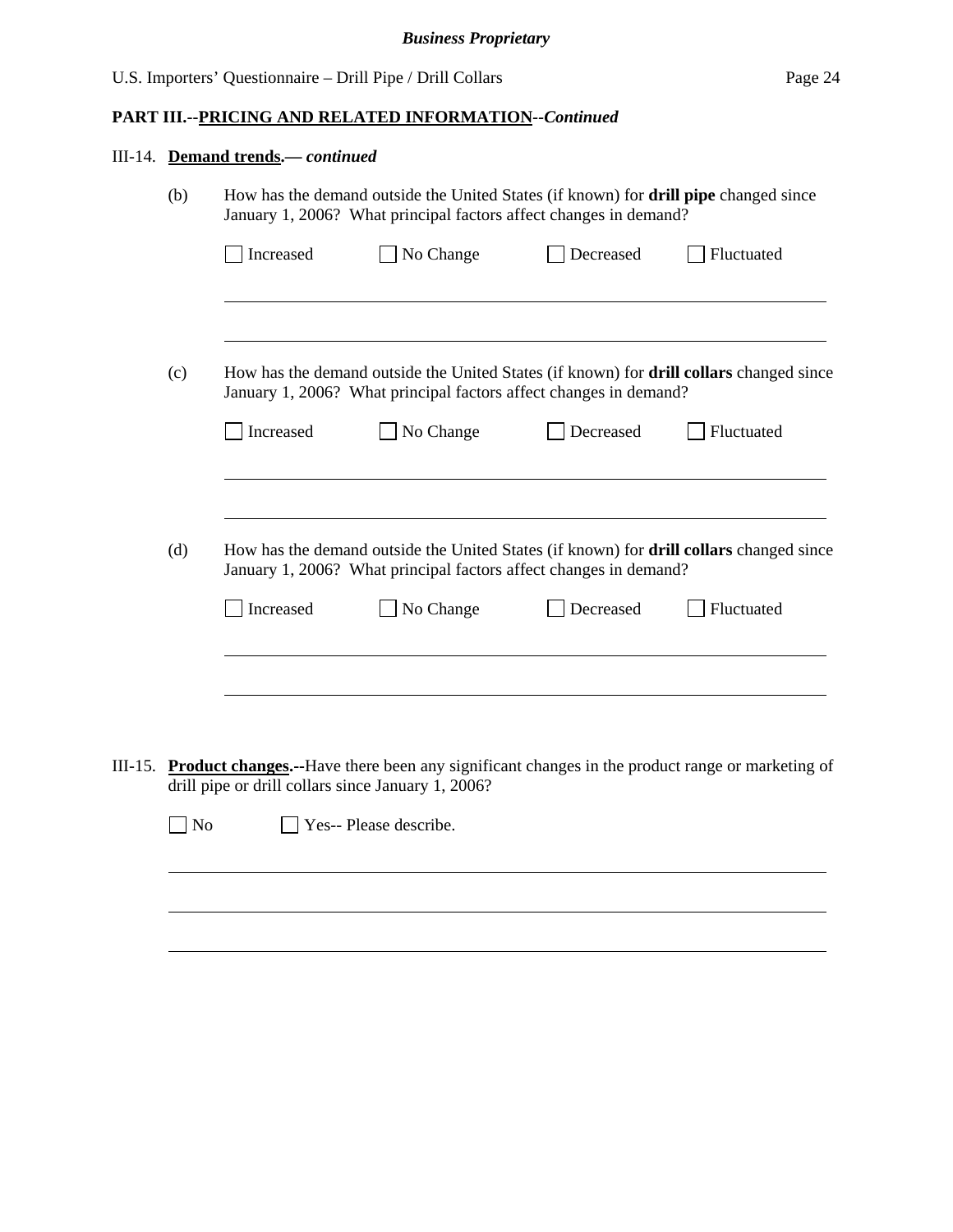**PART III.--PRICING AND RELATED INFORMATION--*Continued***

III-14. **Demand trends.— *continued***

(b) How has the demand outside the United States (if known) for **drill pipe** changed since January 1, 2006? What principal factors affect changes in demand?

☐ Increased ☐ No Change ☐ Decreased ☐ Fluctuated

______________________________________________________________________

______________________________________________________________________

(c) How has the demand outside the United States (if known) for **drill collars** changed since January 1, 2006? What principal factors affect changes in demand?

☐ Increased ☐ No Change ☐ Decreased ☐ Fluctuated

______________________________________________________________________

______________________________________________________________________

(d) How has the demand outside the United States (if known) for **drill collars** changed since January 1, 2006? What principal factors affect changes in demand?

☐ Increased ☐ No Change ☐ Decreased ☐ Fluctuated

______________________________________________________________________

______________________________________________________________________

III-15. **Product changes.--**Have there been any significant changes in the product range or marketing of drill pipe or drill collars since January 1, 2006?

☐ No ☐ Yes-- Please describe.

______________________________________________________________________

______________________________________________________________________

______________________________________________________________________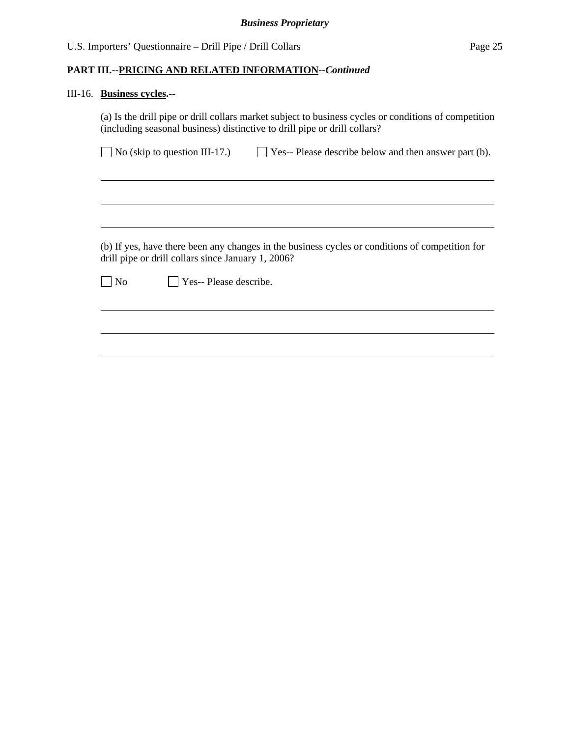**PART III.--PRICING AND RELATED INFORMATION--*Continued***

III-16. **Business cycles.--**

(a) Is the drill pipe or drill collars market subject to business cycles or conditions of competition (including seasonal business) distinctive to drill pipe or drill collars?

☐ No (skip to question III-17.) ☐ Yes-- Please describe below and then answer part (b).

______________________________________________________________________

______________________________________________________________________

______________________________________________________________________

(b) If yes, have there been any changes in the business cycles or conditions of competition for drill pipe or drill collars since January 1, 2006?

☐ No ☐ Yes-- Please describe.

______________________________________________________________________

______________________________________________________________________

______________________________________________________________________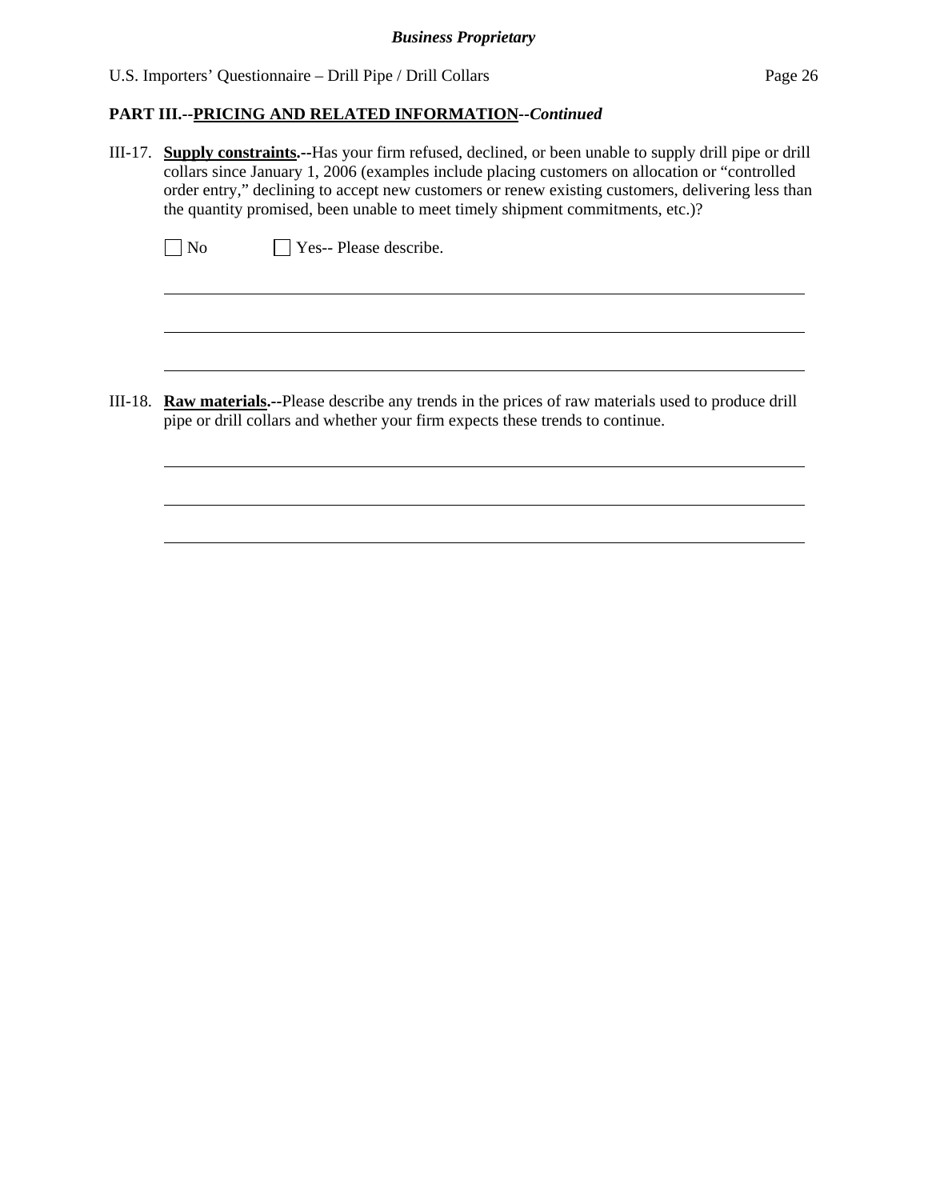**PART III.--PRICING AND RELATED INFORMATION--*Continued***

III-17. **Supply constraints.--**Has your firm refused, declined, or been unable to supply drill pipe or drill collars since January 1, 2006 (examples include placing customers on allocation or "controlled order entry," declining to accept new customers or renew existing customers, delivering less than the quantity promised, been unable to meet timely shipment commitments, etc.)?

☐ No ☐ Yes-- Please describe.

\_\_\_\_\_\_\_\_\_\_\_\_\_\_\_\_\_\_\_\_\_\_\_\_\_\_\_\_\_\_\_\_\_\_\_\_\_\_\_\_\_\_\_\_\_\_\_\_\_\_\_\_\_\_\_\_\_\_\_\_\_\_\_\_\_\_\_\_\_\_\_\_\_\_\_\_\_\_

\_\_\_\_\_\_\_\_\_\_\_\_\_\_\_\_\_\_\_\_\_\_\_\_\_\_\_\_\_\_\_\_\_\_\_\_\_\_\_\_\_\_\_\_\_\_\_\_\_\_\_\_\_\_\_\_\_\_\_\_\_\_\_\_\_\_\_\_\_\_\_\_\_\_\_\_\_\_

\_\_\_\_\_\_\_\_\_\_\_\_\_\_\_\_\_\_\_\_\_\_\_\_\_\_\_\_\_\_\_\_\_\_\_\_\_\_\_\_\_\_\_\_\_\_\_\_\_\_\_\_\_\_\_\_\_\_\_\_\_\_\_\_\_\_\_\_\_\_\_\_\_\_\_\_\_\_

III-18. **Raw materials.--**Please describe any trends in the prices of raw materials used to produce drill pipe or drill collars and whether your firm expects these trends to continue.

\_\_\_\_\_\_\_\_\_\_\_\_\_\_\_\_\_\_\_\_\_\_\_\_\_\_\_\_\_\_\_\_\_\_\_\_\_\_\_\_\_\_\_\_\_\_\_\_\_\_\_\_\_\_\_\_\_\_\_\_\_\_\_\_\_\_\_\_\_\_\_\_\_\_\_\_\_\_

\_\_\_\_\_\_\_\_\_\_\_\_\_\_\_\_\_\_\_\_\_\_\_\_\_\_\_\_\_\_\_\_\_\_\_\_\_\_\_\_\_\_\_\_\_\_\_\_\_\_\_\_\_\_\_\_\_\_\_\_\_\_\_\_\_\_\_\_\_\_\_\_\_\_\_\_\_\_

\_\_\_\_\_\_\_\_\_\_\_\_\_\_\_\_\_\_\_\_\_\_\_\_\_\_\_\_\_\_\_\_\_\_\_\_\_\_\_\_\_\_\_\_\_\_\_\_\_\_\_\_\_\_\_\_\_\_\_\_\_\_\_\_\_\_\_\_\_\_\_\_\_\_\_\_\_\_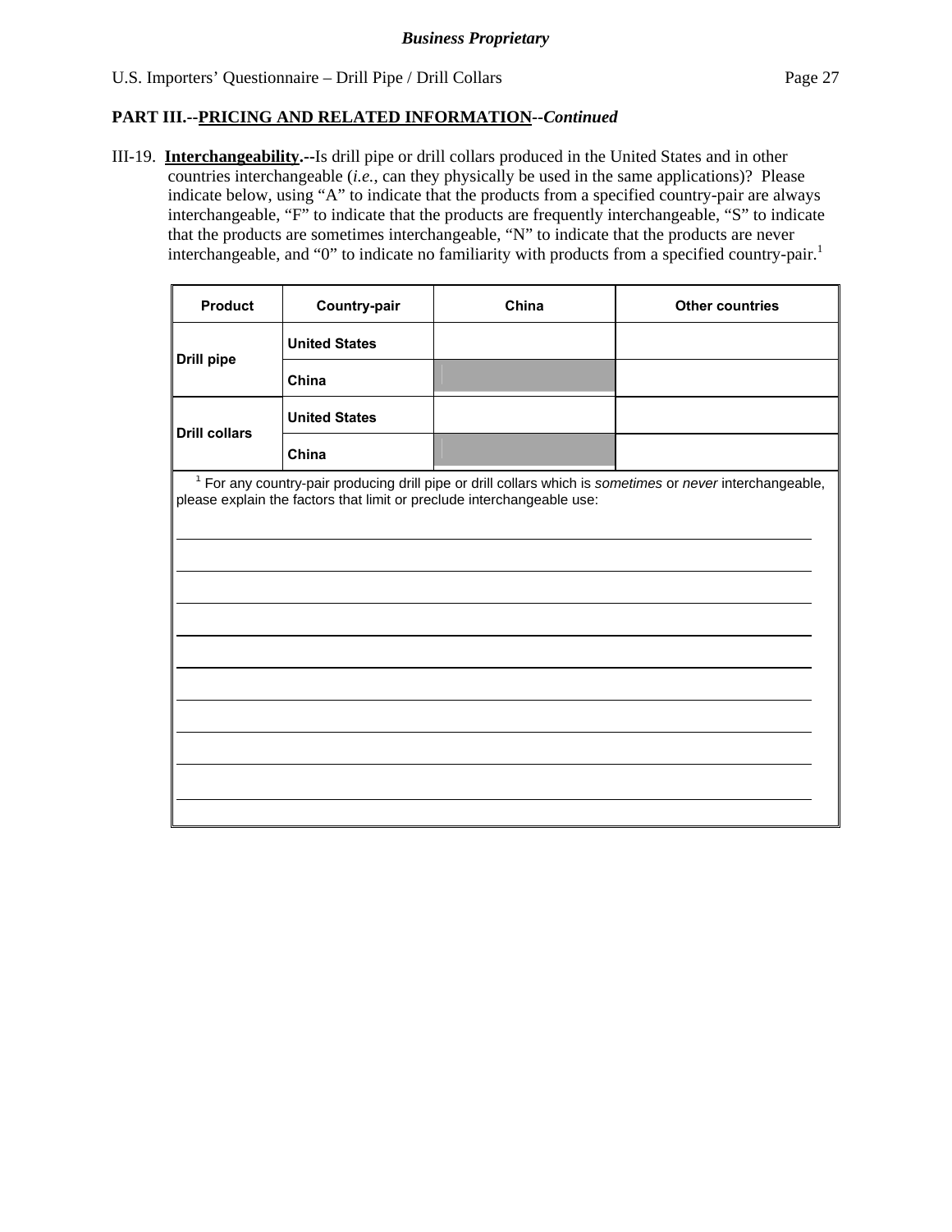**PART III.--PRICING AND RELATED INFORMATION**--*Continued*

III-19. **Interchangeability.**--Is drill pipe or drill collars produced in the United States and in other countries interchangeable (*i.e.*, can they physically be used in the same applications)? Please indicate below, using "A" to indicate that the products from a specified country-pair are always interchangeable, "F" to indicate that the products are frequently interchangeable, "S" to indicate that the products are sometimes interchangeable, "N" to indicate that the products are never interchangeable, and "0" to indicate no familiarity with products from a specified country-pair.[1]

| Product | Country-pair | China | Other countries |
|---|---|---|---|
| Drill pipe | United States | | |
| | China | | |
| Drill collars | United States | | |
| | China | | |

[1] For any country-pair producing drill pipe or drill collars which is *sometimes* or *never* interchangeable, please explain the factors that limit or preclude interchangeable use: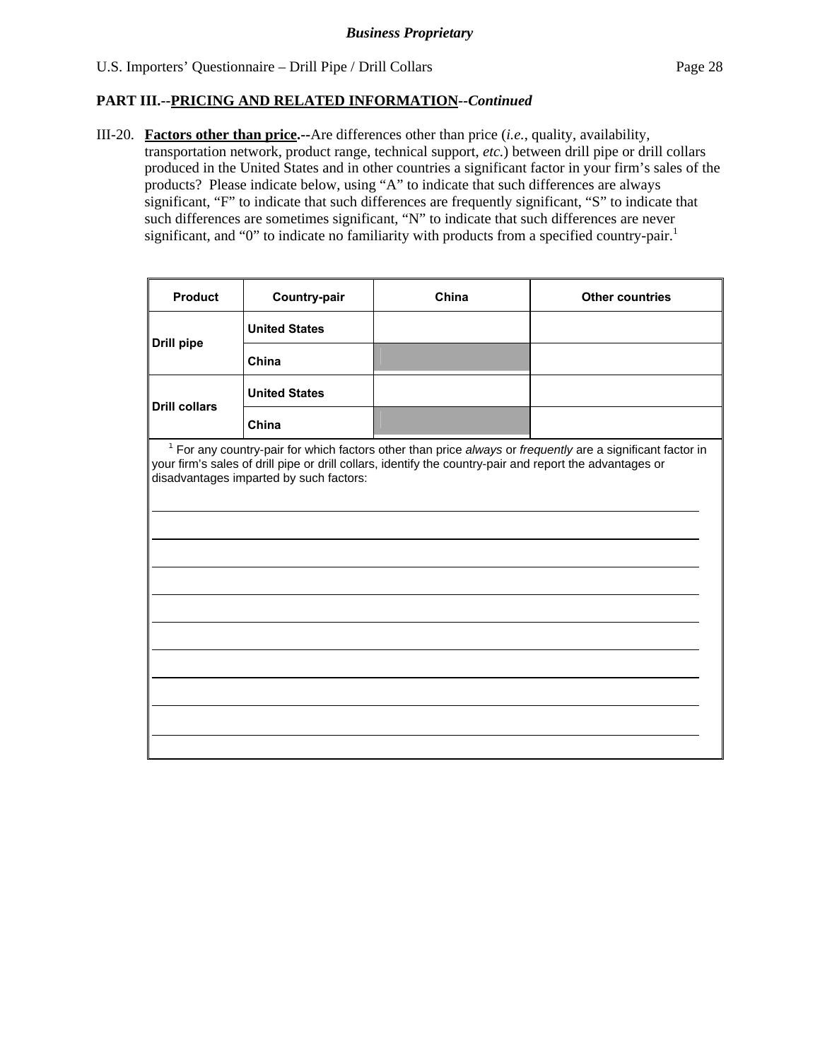## PART III.--PRICING AND RELATED INFORMATION--*Continued*

III-20. **Factors other than price.--**Are differences other than price (*i.e.*, quality, availability, transportation network, product range, technical support, *etc.*) between drill pipe or drill collars produced in the United States and in other countries a significant factor in your firm's sales of the products? Please indicate below, using "A" to indicate that such differences are always significant, "F" to indicate that such differences are frequently significant, "S" to indicate that such differences are sometimes significant, "N" to indicate that such differences are never significant, and "0" to indicate no familiarity with products from a specified country-pair.[1]

| Product | Country-pair | China | Other countries |
|---|---|---|---|
| Drill pipe | United States | | |
| | China | | |
| Drill collars | United States | | |
| | China | | |

[1] For any country-pair for which factors other than price *always* or *frequently* are a significant factor in your firm's sales of drill pipe or drill collars, identify the country-pair and report the advantages or disadvantages imparted by such factors:

______________________________________________________________________

______________________________________________________________________

______________________________________________________________________

______________________________________________________________________

______________________________________________________________________

______________________________________________________________________

______________________________________________________________________

______________________________________________________________________

______________________________________________________________________

______________________________________________________________________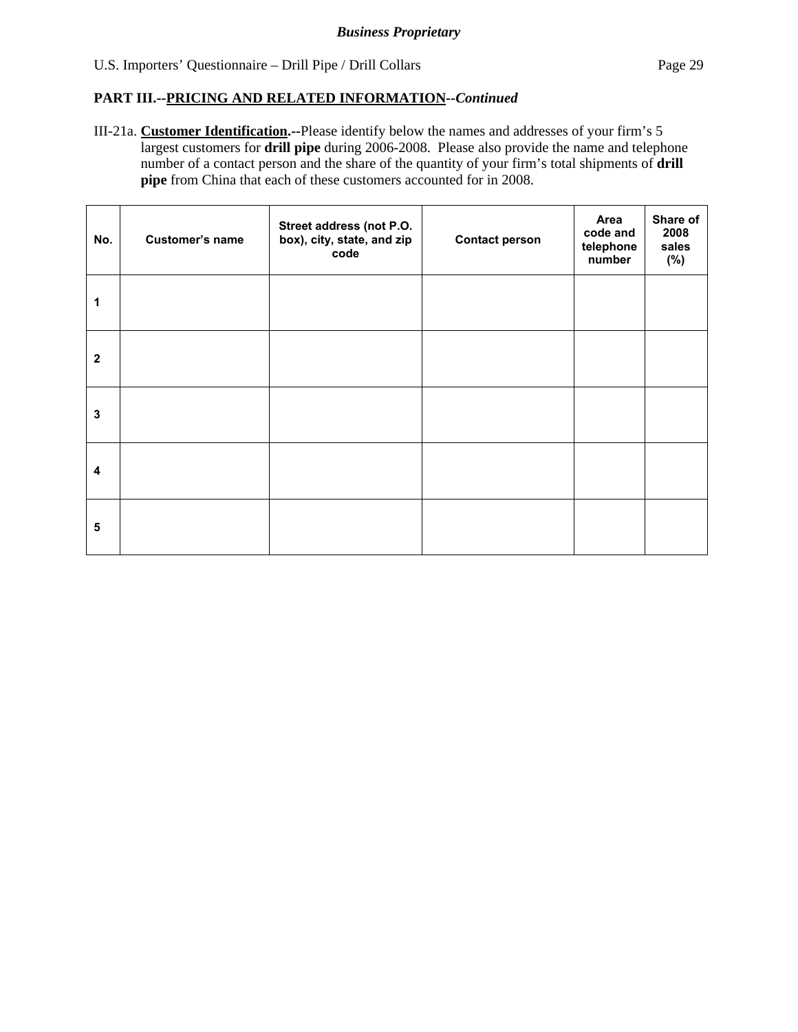**PART III.--PRICING AND RELATED INFORMATION--*Continued***

III-21a. **Customer Identification.--**Please identify below the names and addresses of your firm's 5 largest customers for **drill pipe** during 2006-2008. Please also provide the name and telephone number of a contact person and the share of the quantity of your firm's total shipments of **drill pipe** from China that each of these customers accounted for in 2008.

| No. | Customer's name | Street address (not P.O. box), city, state, and zip code | Contact person | Area code and telephone number | Share of 2008 sales (%) |
|---|---|---|---|---|---|
| 1 | | | | | |
| 2 | | | | | |
| 3 | | | | | |
| 4 | | | | | |
| 5 | | | | | |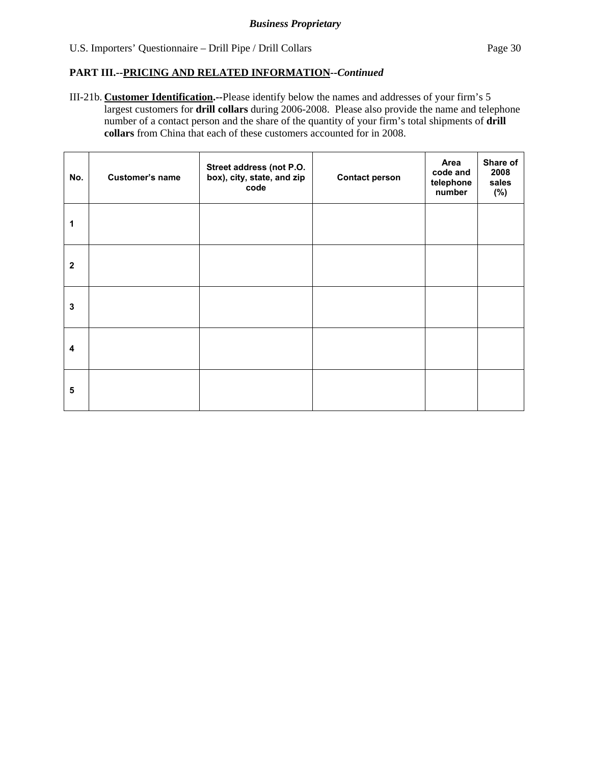**PART III.--PRICING AND RELATED INFORMATION--*Continued***

III-21b. **Customer Identification.--**Please identify below the names and addresses of your firm's 5 largest customers for **drill collars** during 2006-2008. Please also provide the name and telephone number of a contact person and the share of the quantity of your firm's total shipments of **drill collars** from China that each of these customers accounted for in 2008.

| No. | Customer's name | Street address (not P.O. box), city, state, and zip code | Contact person | Area code and telephone number | Share of 2008 sales (%) |
|---|---|---|---|---|---|
| 1 | | | | | |
| 2 | | | | | |
| 3 | | | | | |
| 4 | | | | | |
| 5 | | | | | |